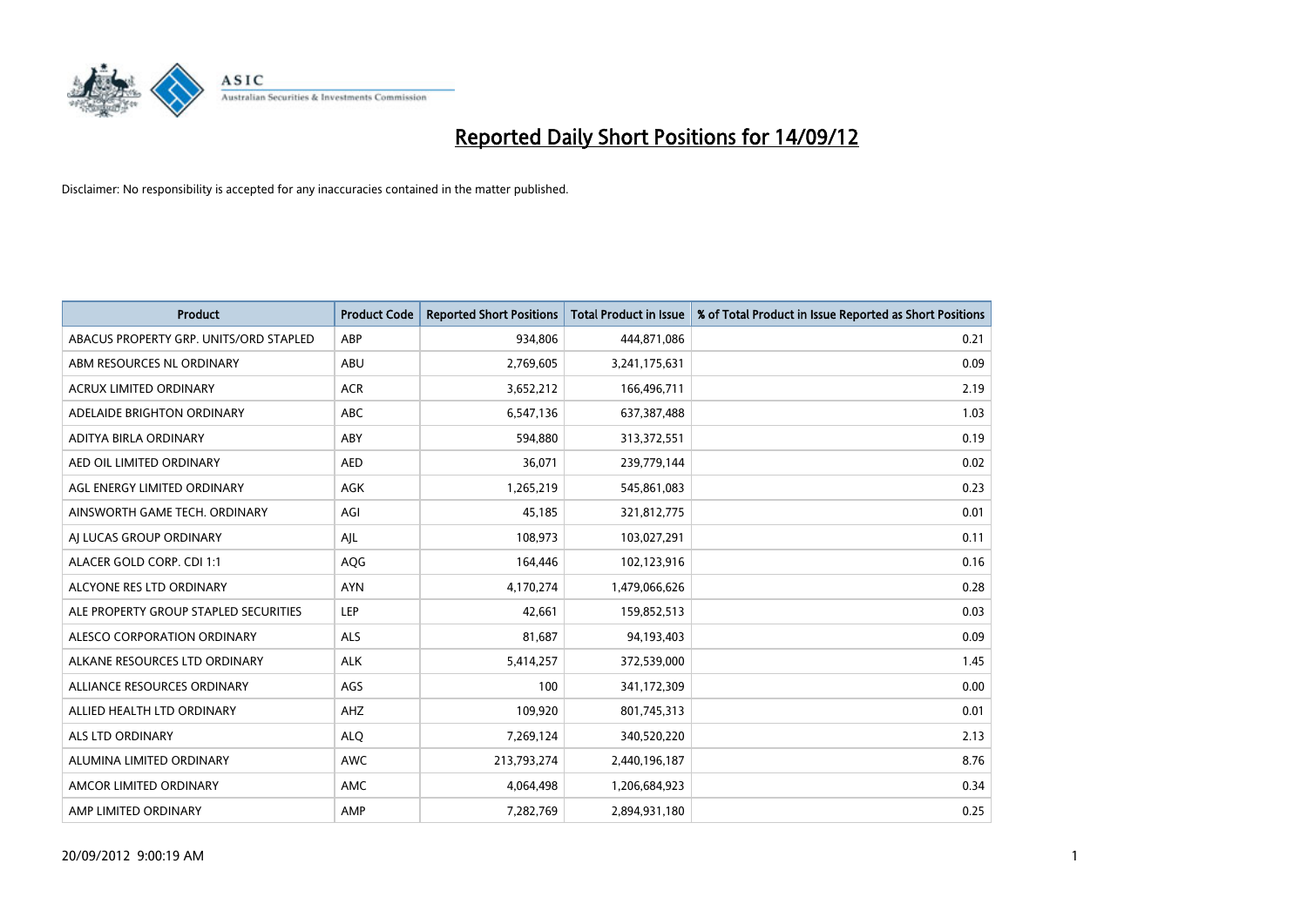# Reported Daily Short Positions for 14/09/12

Disclaimer: No responsibility is accepted for any inaccuracies contained in the matter published.

| Product | Product Code | Reported Short Positions | Total Product in Issue | % of Total Product in Issue Reported as Short Positions |
|---|---|---|---|---|
| ABACUS PROPERTY GRP. UNITS/ORD STAPLED | ABP | 934,806 | 444,871,086 | 0.21 |
| ABM RESOURCES NL ORDINARY | ABU | 2,769,605 | 3,241,175,631 | 0.09 |
| ACRUX LIMITED ORDINARY | ACR | 3,652,212 | 166,496,711 | 2.19 |
| ADELAIDE BRIGHTON ORDINARY | ABC | 6,547,136 | 637,387,488 | 1.03 |
| ADITYA BIRLA ORDINARY | ABY | 594,880 | 313,372,551 | 0.19 |
| AED OIL LIMITED ORDINARY | AED | 36,071 | 239,779,144 | 0.02 |
| AGL ENERGY LIMITED ORDINARY | AGK | 1,265,219 | 545,861,083 | 0.23 |
| AINSWORTH GAME TECH. ORDINARY | AGI | 45,185 | 321,812,775 | 0.01 |
| AJ LUCAS GROUP ORDINARY | AJL | 108,973 | 103,027,291 | 0.11 |
| ALACER GOLD CORP. CDI 1:1 | AQG | 164,446 | 102,123,916 | 0.16 |
| ALCYONE RES LTD ORDINARY | AYN | 4,170,274 | 1,479,066,626 | 0.28 |
| ALE PROPERTY GROUP STAPLED SECURITIES | LEP | 42,661 | 159,852,513 | 0.03 |
| ALESCO CORPORATION ORDINARY | ALS | 81,687 | 94,193,403 | 0.09 |
| ALKANE RESOURCES LTD ORDINARY | ALK | 5,414,257 | 372,539,000 | 1.45 |
| ALLIANCE RESOURCES ORDINARY | AGS | 100 | 341,172,309 | 0.00 |
| ALLIED HEALTH LTD ORDINARY | AHZ | 109,920 | 801,745,313 | 0.01 |
| ALS LTD ORDINARY | ALQ | 7,269,124 | 340,520,220 | 2.13 |
| ALUMINA LIMITED ORDINARY | AWC | 213,793,274 | 2,440,196,187 | 8.76 |
| AMCOR LIMITED ORDINARY | AMC | 4,064,498 | 1,206,684,923 | 0.34 |
| AMP LIMITED ORDINARY | AMP | 7,282,769 | 2,894,931,180 | 0.25 |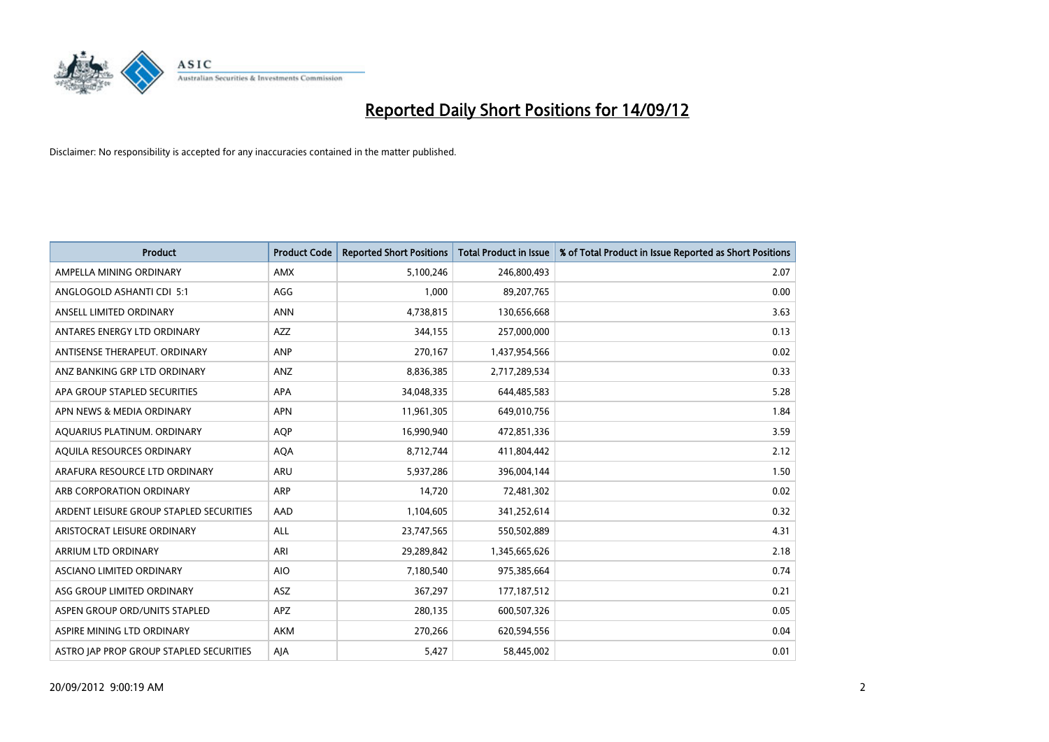# Reported Daily Short Positions for 14/09/12

Disclaimer: No responsibility is accepted for any inaccuracies contained in the matter published.

| Product | Product Code | Reported Short Positions | Total Product in Issue | % of Total Product in Issue Reported as Short Positions |
| --- | --- | --- | --- | --- |
| AMPELLA MINING ORDINARY | AMX | 5,100,246 | 246,800,493 | 2.07 |
| ANGLOGOLD ASHANTI CDI 5:1 | AGG | 1,000 | 89,207,765 | 0.00 |
| ANSELL LIMITED ORDINARY | ANN | 4,738,815 | 130,656,668 | 3.63 |
| ANTARES ENERGY LTD ORDINARY | AZZ | 344,155 | 257,000,000 | 0.13 |
| ANTISENSE THERAPEUT. ORDINARY | ANP | 270,167 | 1,437,954,566 | 0.02 |
| ANZ BANKING GRP LTD ORDINARY | ANZ | 8,836,385 | 2,717,289,534 | 0.33 |
| APA GROUP STAPLED SECURITIES | APA | 34,048,335 | 644,485,583 | 5.28 |
| APN NEWS & MEDIA ORDINARY | APN | 11,961,305 | 649,010,756 | 1.84 |
| AQUARIUS PLATINUM. ORDINARY | AQP | 16,990,940 | 472,851,336 | 3.59 |
| AQUILA RESOURCES ORDINARY | AQA | 8,712,744 | 411,804,442 | 2.12 |
| ARAFURA RESOURCE LTD ORDINARY | ARU | 5,937,286 | 396,004,144 | 1.50 |
| ARB CORPORATION ORDINARY | ARP | 14,720 | 72,481,302 | 0.02 |
| ARDENT LEISURE GROUP STAPLED SECURITIES | AAD | 1,104,605 | 341,252,614 | 0.32 |
| ARISTOCRAT LEISURE ORDINARY | ALL | 23,747,565 | 550,502,889 | 4.31 |
| ARRIUM LTD ORDINARY | ARI | 29,289,842 | 1,345,665,626 | 2.18 |
| ASCIANO LIMITED ORDINARY | AIO | 7,180,540 | 975,385,664 | 0.74 |
| ASG GROUP LIMITED ORDINARY | ASZ | 367,297 | 177,187,512 | 0.21 |
| ASPEN GROUP ORD/UNITS STAPLED | APZ | 280,135 | 600,507,326 | 0.05 |
| ASPIRE MINING LTD ORDINARY | AKM | 270,266 | 620,594,556 | 0.04 |
| ASTRO JAP PROP GROUP STAPLED SECURITIES | AJA | 5,427 | 58,445,002 | 0.01 |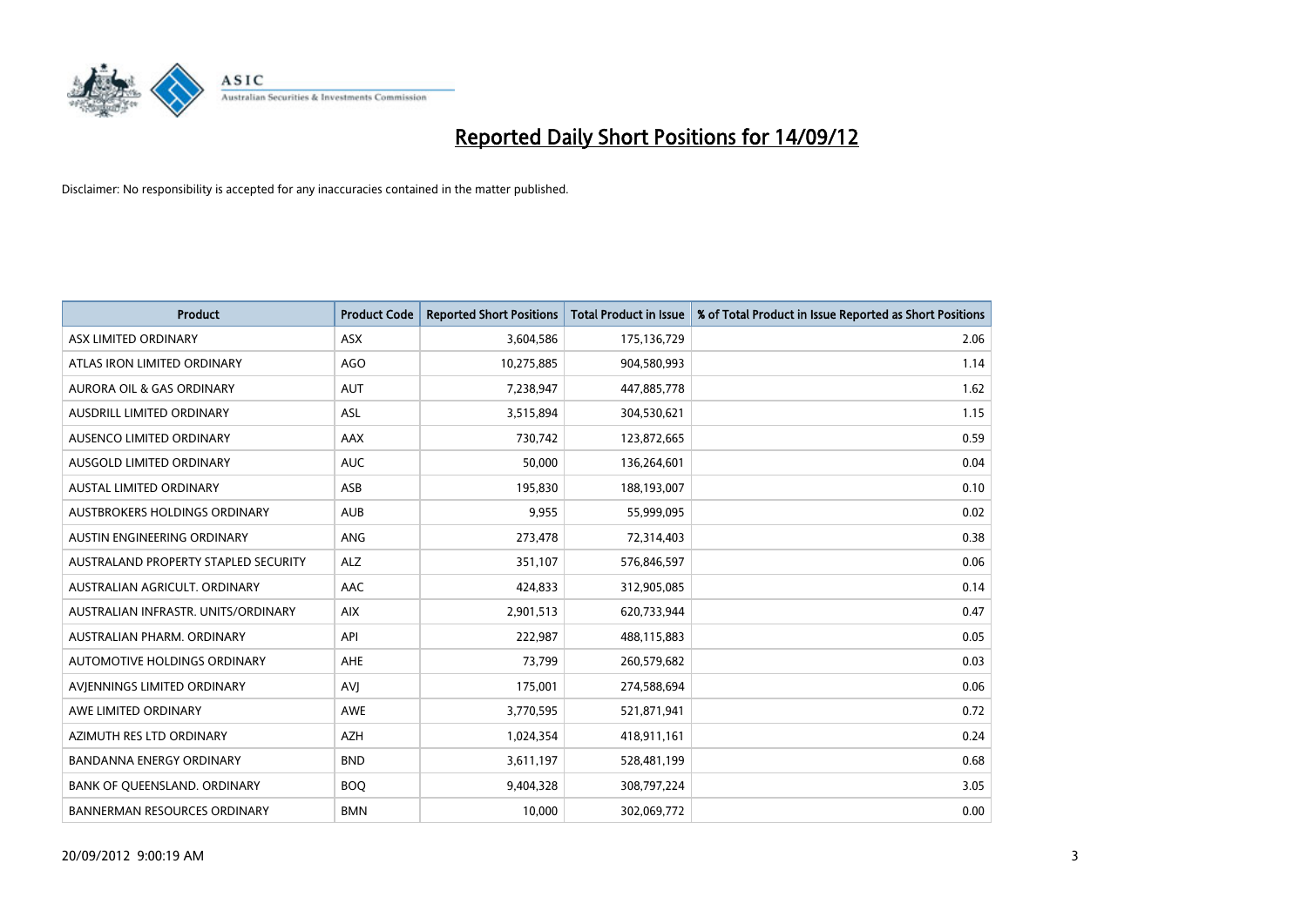# Reported Daily Short Positions for 14/09/12

Disclaimer: No responsibility is accepted for any inaccuracies contained in the matter published.

| Product | Product Code | Reported Short Positions | Total Product in Issue | % of Total Product in Issue Reported as Short Positions |
|---|---|---|---|---|
| ASX LIMITED ORDINARY | ASX | 3,604,586 | 175,136,729 | 2.06 |
| ATLAS IRON LIMITED ORDINARY | AGO | 10,275,885 | 904,580,993 | 1.14 |
| AURORA OIL & GAS ORDINARY | AUT | 7,238,947 | 447,885,778 | 1.62 |
| AUSDRILL LIMITED ORDINARY | ASL | 3,515,894 | 304,530,621 | 1.15 |
| AUSENCO LIMITED ORDINARY | AAX | 730,742 | 123,872,665 | 0.59 |
| AUSGOLD LIMITED ORDINARY | AUC | 50,000 | 136,264,601 | 0.04 |
| AUSTAL LIMITED ORDINARY | ASB | 195,830 | 188,193,007 | 0.10 |
| AUSTBROKERS HOLDINGS ORDINARY | AUB | 9,955 | 55,999,095 | 0.02 |
| AUSTIN ENGINEERING ORDINARY | ANG | 273,478 | 72,314,403 | 0.38 |
| AUSTRALAND PROPERTY STAPLED SECURITY | ALZ | 351,107 | 576,846,597 | 0.06 |
| AUSTRALIAN AGRICULT. ORDINARY | AAC | 424,833 | 312,905,085 | 0.14 |
| AUSTRALIAN INFRASTR. UNITS/ORDINARY | AIX | 2,901,513 | 620,733,944 | 0.47 |
| AUSTRALIAN PHARM. ORDINARY | API | 222,987 | 488,115,883 | 0.05 |
| AUTOMOTIVE HOLDINGS ORDINARY | AHE | 73,799 | 260,579,682 | 0.03 |
| AVJENNINGS LIMITED ORDINARY | AVJ | 175,001 | 274,588,694 | 0.06 |
| AWE LIMITED ORDINARY | AWE | 3,770,595 | 521,871,941 | 0.72 |
| AZIMUTH RES LTD ORDINARY | AZH | 1,024,354 | 418,911,161 | 0.24 |
| BANDANNA ENERGY ORDINARY | BND | 3,611,197 | 528,481,199 | 0.68 |
| BANK OF QUEENSLAND. ORDINARY | BOQ | 9,404,328 | 308,797,224 | 3.05 |
| BANNERMAN RESOURCES ORDINARY | BMN | 10,000 | 302,069,772 | 0.00 |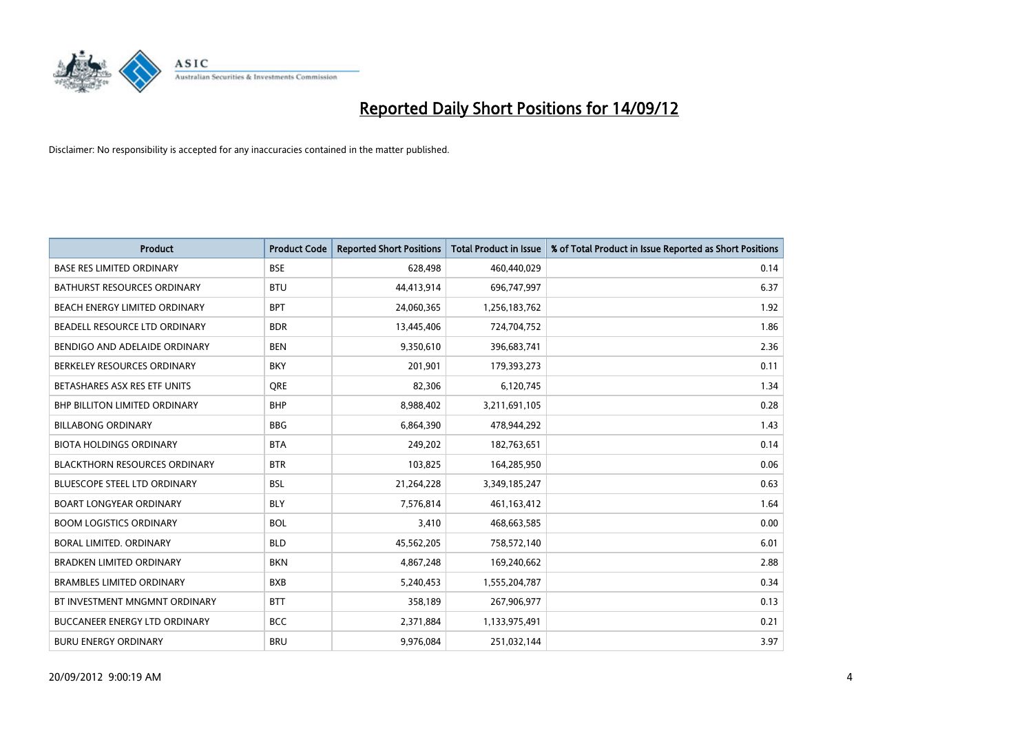# Reported Daily Short Positions for 14/09/12

Disclaimer: No responsibility is accepted for any inaccuracies contained in the matter published.

| Product | Product Code | Reported Short Positions | Total Product in Issue | % of Total Product in Issue Reported as Short Positions |
|---|---|---|---|---|
| BASE RES LIMITED ORDINARY | BSE | 628,498 | 460,440,029 | 0.14 |
| BATHURST RESOURCES ORDINARY | BTU | 44,413,914 | 696,747,997 | 6.37 |
| BEACH ENERGY LIMITED ORDINARY | BPT | 24,060,365 | 1,256,183,762 | 1.92 |
| BEADELL RESOURCE LTD ORDINARY | BDR | 13,445,406 | 724,704,752 | 1.86 |
| BENDIGO AND ADELAIDE ORDINARY | BEN | 9,350,610 | 396,683,741 | 2.36 |
| BERKELEY RESOURCES ORDINARY | BKY | 201,901 | 179,393,273 | 0.11 |
| BETASHARES ASX RES ETF UNITS | QRE | 82,306 | 6,120,745 | 1.34 |
| BHP BILLITON LIMITED ORDINARY | BHP | 8,988,402 | 3,211,691,105 | 0.28 |
| BILLABONG ORDINARY | BBG | 6,864,390 | 478,944,292 | 1.43 |
| BIOTA HOLDINGS ORDINARY | BTA | 249,202 | 182,763,651 | 0.14 |
| BLACKTHORN RESOURCES ORDINARY | BTR | 103,825 | 164,285,950 | 0.06 |
| BLUESCOPE STEEL LTD ORDINARY | BSL | 21,264,228 | 3,349,185,247 | 0.63 |
| BOART LONGYEAR ORDINARY | BLY | 7,576,814 | 461,163,412 | 1.64 |
| BOOM LOGISTICS ORDINARY | BOL | 3,410 | 468,663,585 | 0.00 |
| BORAL LIMITED. ORDINARY | BLD | 45,562,205 | 758,572,140 | 6.01 |
| BRADKEN LIMITED ORDINARY | BKN | 4,867,248 | 169,240,662 | 2.88 |
| BRAMBLES LIMITED ORDINARY | BXB | 5,240,453 | 1,555,204,787 | 0.34 |
| BT INVESTMENT MNGMNT ORDINARY | BTT | 358,189 | 267,906,977 | 0.13 |
| BUCCANEER ENERGY LTD ORDINARY | BCC | 2,371,884 | 1,133,975,491 | 0.21 |
| BURU ENERGY ORDINARY | BRU | 9,976,084 | 251,032,144 | 3.97 |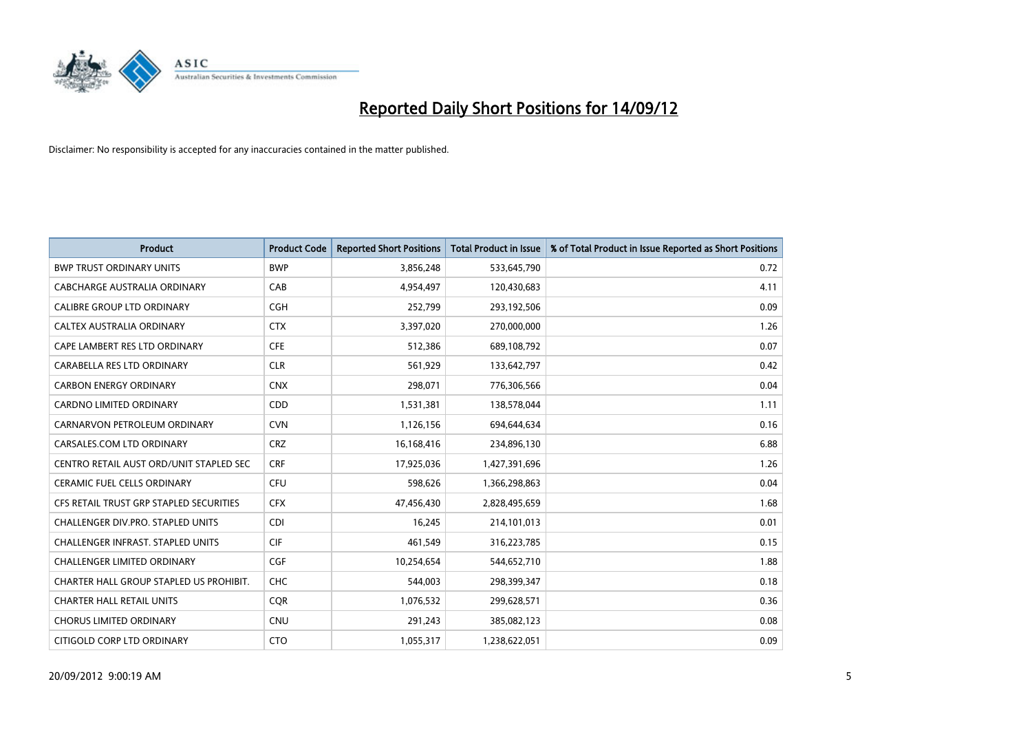# Reported Daily Short Positions for 14/09/12

Disclaimer: No responsibility is accepted for any inaccuracies contained in the matter published.

| Product | Product Code | Reported Short Positions | Total Product in Issue | % of Total Product in Issue Reported as Short Positions |
|---|---|---|---|---|
| BWP TRUST ORDINARY UNITS | BWP | 3,856,248 | 533,645,790 | 0.72 |
| CABCHARGE AUSTRALIA ORDINARY | CAB | 4,954,497 | 120,430,683 | 4.11 |
| CALIBRE GROUP LTD ORDINARY | CGH | 252,799 | 293,192,506 | 0.09 |
| CALTEX AUSTRALIA ORDINARY | CTX | 3,397,020 | 270,000,000 | 1.26 |
| CAPE LAMBERT RES LTD ORDINARY | CFE | 512,386 | 689,108,792 | 0.07 |
| CARABELLA RES LTD ORDINARY | CLR | 561,929 | 133,642,797 | 0.42 |
| CARBON ENERGY ORDINARY | CNX | 298,071 | 776,306,566 | 0.04 |
| CARDNO LIMITED ORDINARY | CDD | 1,531,381 | 138,578,044 | 1.11 |
| CARNARVON PETROLEUM ORDINARY | CVN | 1,126,156 | 694,644,634 | 0.16 |
| CARSALES.COM LTD ORDINARY | CRZ | 16,168,416 | 234,896,130 | 6.88 |
| CENTRO RETAIL AUST ORD/UNIT STAPLED SEC | CRF | 17,925,036 | 1,427,391,696 | 1.26 |
| CERAMIC FUEL CELLS ORDINARY | CFU | 598,626 | 1,366,298,863 | 0.04 |
| CFS RETAIL TRUST GRP STAPLED SECURITIES | CFX | 47,456,430 | 2,828,495,659 | 1.68 |
| CHALLENGER DIV.PRO. STAPLED UNITS | CDI | 16,245 | 214,101,013 | 0.01 |
| CHALLENGER INFRAST. STAPLED UNITS | CIF | 461,549 | 316,223,785 | 0.15 |
| CHALLENGER LIMITED ORDINARY | CGF | 10,254,654 | 544,652,710 | 1.88 |
| CHARTER HALL GROUP STAPLED US PROHIBIT. | CHC | 544,003 | 298,399,347 | 0.18 |
| CHARTER HALL RETAIL UNITS | CQR | 1,076,532 | 299,628,571 | 0.36 |
| CHORUS LIMITED ORDINARY | CNU | 291,243 | 385,082,123 | 0.08 |
| CITIGOLD CORP LTD ORDINARY | CTO | 1,055,317 | 1,238,622,051 | 0.09 |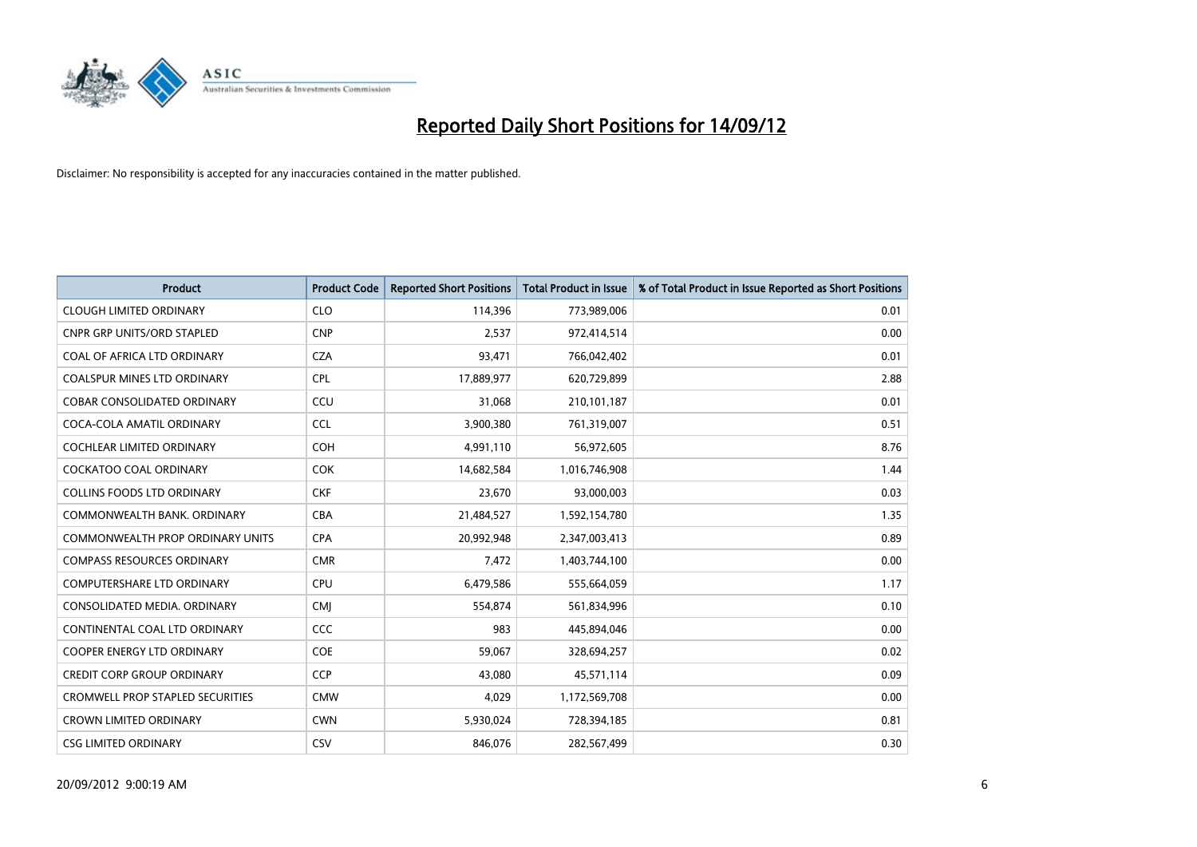# Reported Daily Short Positions for 14/09/12

Disclaimer: No responsibility is accepted for any inaccuracies contained in the matter published.

| Product | Product Code | Reported Short Positions | Total Product in Issue | % of Total Product in Issue Reported as Short Positions |
|---|---|---|---|---|
| CLOUGH LIMITED ORDINARY | CLO | 114,396 | 773,989,006 | 0.01 |
| CNPR GRP UNITS/ORD STAPLED | CNP | 2,537 | 972,414,514 | 0.00 |
| COAL OF AFRICA LTD ORDINARY | CZA | 93,471 | 766,042,402 | 0.01 |
| COALSPUR MINES LTD ORDINARY | CPL | 17,889,977 | 620,729,899 | 2.88 |
| COBAR CONSOLIDATED ORDINARY | CCU | 31,068 | 210,101,187 | 0.01 |
| COCA-COLA AMATIL ORDINARY | CCL | 3,900,380 | 761,319,007 | 0.51 |
| COCHLEAR LIMITED ORDINARY | COH | 4,991,110 | 56,972,605 | 8.76 |
| COCKATOO COAL ORDINARY | COK | 14,682,584 | 1,016,746,908 | 1.44 |
| COLLINS FOODS LTD ORDINARY | CKF | 23,670 | 93,000,003 | 0.03 |
| COMMONWEALTH BANK. ORDINARY | CBA | 21,484,527 | 1,592,154,780 | 1.35 |
| COMMONWEALTH PROP ORDINARY UNITS | CPA | 20,992,948 | 2,347,003,413 | 0.89 |
| COMPASS RESOURCES ORDINARY | CMR | 7,472 | 1,403,744,100 | 0.00 |
| COMPUTERSHARE LTD ORDINARY | CPU | 6,479,586 | 555,664,059 | 1.17 |
| CONSOLIDATED MEDIA. ORDINARY | CMJ | 554,874 | 561,834,996 | 0.10 |
| CONTINENTAL COAL LTD ORDINARY | CCC | 983 | 445,894,046 | 0.00 |
| COOPER ENERGY LTD ORDINARY | COE | 59,067 | 328,694,257 | 0.02 |
| CREDIT CORP GROUP ORDINARY | CCP | 43,080 | 45,571,114 | 0.09 |
| CROMWELL PROP STAPLED SECURITIES | CMW | 4,029 | 1,172,569,708 | 0.00 |
| CROWN LIMITED ORDINARY | CWN | 5,930,024 | 728,394,185 | 0.81 |
| CSG LIMITED ORDINARY | CSV | 846,076 | 282,567,499 | 0.30 |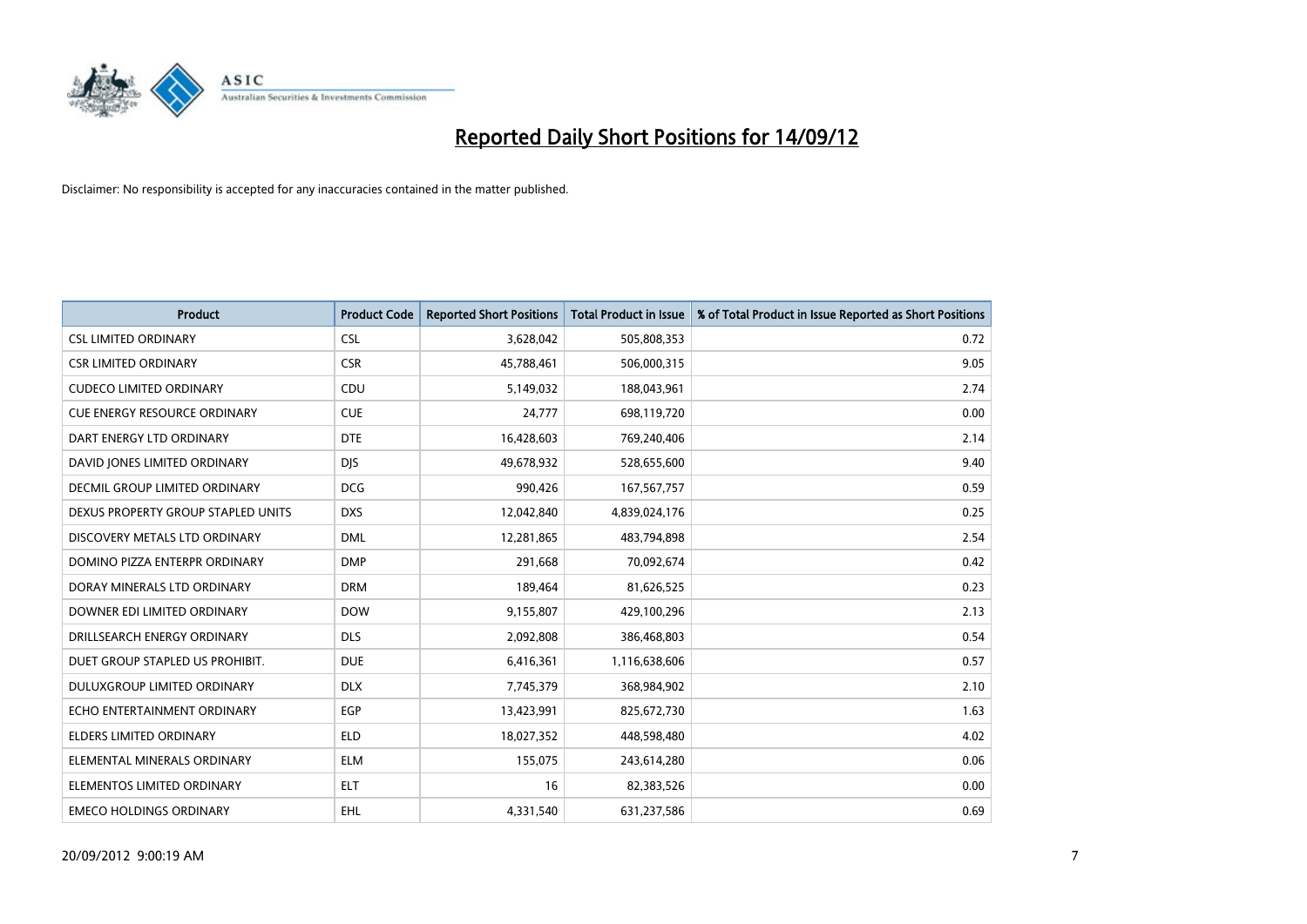# Reported Daily Short Positions for 14/09/12

Disclaimer: No responsibility is accepted for any inaccuracies contained in the matter published.

| Product | Product Code | Reported Short Positions | Total Product in Issue | % of Total Product in Issue Reported as Short Positions |
| --- | --- | --- | --- | --- |
| CSL LIMITED ORDINARY | CSL | 3,628,042 | 505,808,353 | 0.72 |
| CSR LIMITED ORDINARY | CSR | 45,788,461 | 506,000,315 | 9.05 |
| CUDECO LIMITED ORDINARY | CDU | 5,149,032 | 188,043,961 | 2.74 |
| CUE ENERGY RESOURCE ORDINARY | CUE | 24,777 | 698,119,720 | 0.00 |
| DART ENERGY LTD ORDINARY | DTE | 16,428,603 | 769,240,406 | 2.14 |
| DAVID JONES LIMITED ORDINARY | DJS | 49,678,932 | 528,655,600 | 9.40 |
| DECMIL GROUP LIMITED ORDINARY | DCG | 990,426 | 167,567,757 | 0.59 |
| DEXUS PROPERTY GROUP STAPLED UNITS | DXS | 12,042,840 | 4,839,024,176 | 0.25 |
| DISCOVERY METALS LTD ORDINARY | DML | 12,281,865 | 483,794,898 | 2.54 |
| DOMINO PIZZA ENTERPR ORDINARY | DMP | 291,668 | 70,092,674 | 0.42 |
| DORAY MINERALS LTD ORDINARY | DRM | 189,464 | 81,626,525 | 0.23 |
| DOWNER EDI LIMITED ORDINARY | DOW | 9,155,807 | 429,100,296 | 2.13 |
| DRILLSEARCH ENERGY ORDINARY | DLS | 2,092,808 | 386,468,803 | 0.54 |
| DUET GROUP STAPLED US PROHIBIT. | DUE | 6,416,361 | 1,116,638,606 | 0.57 |
| DULUXGROUP LIMITED ORDINARY | DLX | 7,745,379 | 368,984,902 | 2.10 |
| ECHO ENTERTAINMENT ORDINARY | EGP | 13,423,991 | 825,672,730 | 1.63 |
| ELDERS LIMITED ORDINARY | ELD | 18,027,352 | 448,598,480 | 4.02 |
| ELEMENTAL MINERALS ORDINARY | ELM | 155,075 | 243,614,280 | 0.06 |
| ELEMENTOS LIMITED ORDINARY | ELT | 16 | 82,383,526 | 0.00 |
| EMECO HOLDINGS ORDINARY | EHL | 4,331,540 | 631,237,586 | 0.69 |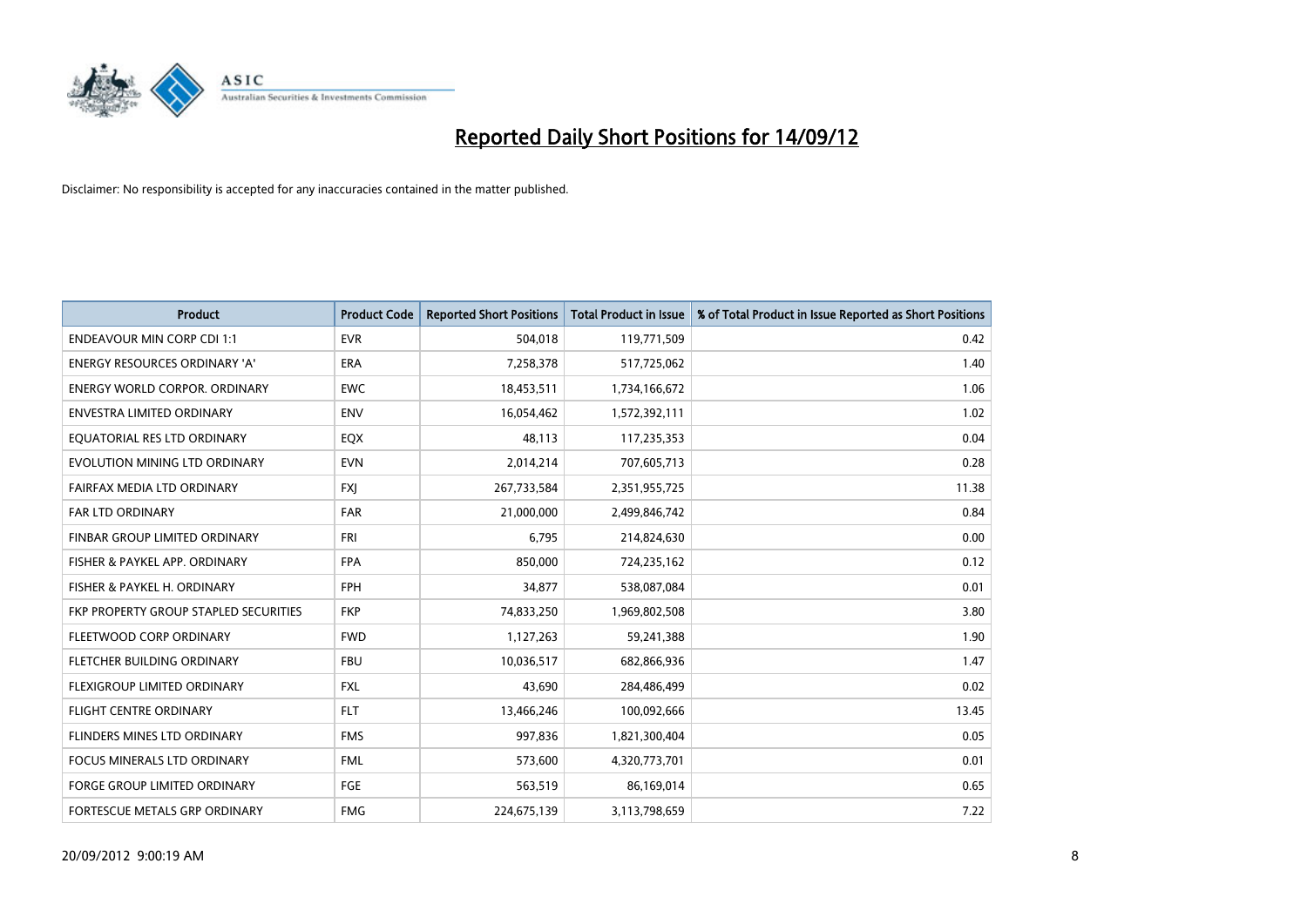# Reported Daily Short Positions for 14/09/12

Disclaimer: No responsibility is accepted for any inaccuracies contained in the matter published.

| Product | Product Code | Reported Short Positions | Total Product in Issue | % of Total Product in Issue Reported as Short Positions |
|---|---|---|---|---|
| ENDEAVOUR MIN CORP CDI 1:1 | EVR | 504,018 | 119,771,509 | 0.42 |
| ENERGY RESOURCES ORDINARY 'A' | ERA | 7,258,378 | 517,725,062 | 1.40 |
| ENERGY WORLD CORPOR. ORDINARY | EWC | 18,453,511 | 1,734,166,672 | 1.06 |
| ENVESTRA LIMITED ORDINARY | ENV | 16,054,462 | 1,572,392,111 | 1.02 |
| EQUATORIAL RES LTD ORDINARY | EQX | 48,113 | 117,235,353 | 0.04 |
| EVOLUTION MINING LTD ORDINARY | EVN | 2,014,214 | 707,605,713 | 0.28 |
| FAIRFAX MEDIA LTD ORDINARY | FXJ | 267,733,584 | 2,351,955,725 | 11.38 |
| FAR LTD ORDINARY | FAR | 21,000,000 | 2,499,846,742 | 0.84 |
| FINBAR GROUP LIMITED ORDINARY | FRI | 6,795 | 214,824,630 | 0.00 |
| FISHER & PAYKEL APP. ORDINARY | FPA | 850,000 | 724,235,162 | 0.12 |
| FISHER & PAYKEL H. ORDINARY | FPH | 34,877 | 538,087,084 | 0.01 |
| FKP PROPERTY GROUP STAPLED SECURITIES | FKP | 74,833,250 | 1,969,802,508 | 3.80 |
| FLEETWOOD CORP ORDINARY | FWD | 1,127,263 | 59,241,388 | 1.90 |
| FLETCHER BUILDING ORDINARY | FBU | 10,036,517 | 682,866,936 | 1.47 |
| FLEXIGROUP LIMITED ORDINARY | FXL | 43,690 | 284,486,499 | 0.02 |
| FLIGHT CENTRE ORDINARY | FLT | 13,466,246 | 100,092,666 | 13.45 |
| FLINDERS MINES LTD ORDINARY | FMS | 997,836 | 1,821,300,404 | 0.05 |
| FOCUS MINERALS LTD ORDINARY | FML | 573,600 | 4,320,773,701 | 0.01 |
| FORGE GROUP LIMITED ORDINARY | FGE | 563,519 | 86,169,014 | 0.65 |
| FORTESCUE METALS GRP ORDINARY | FMG | 224,675,139 | 3,113,798,659 | 7.22 |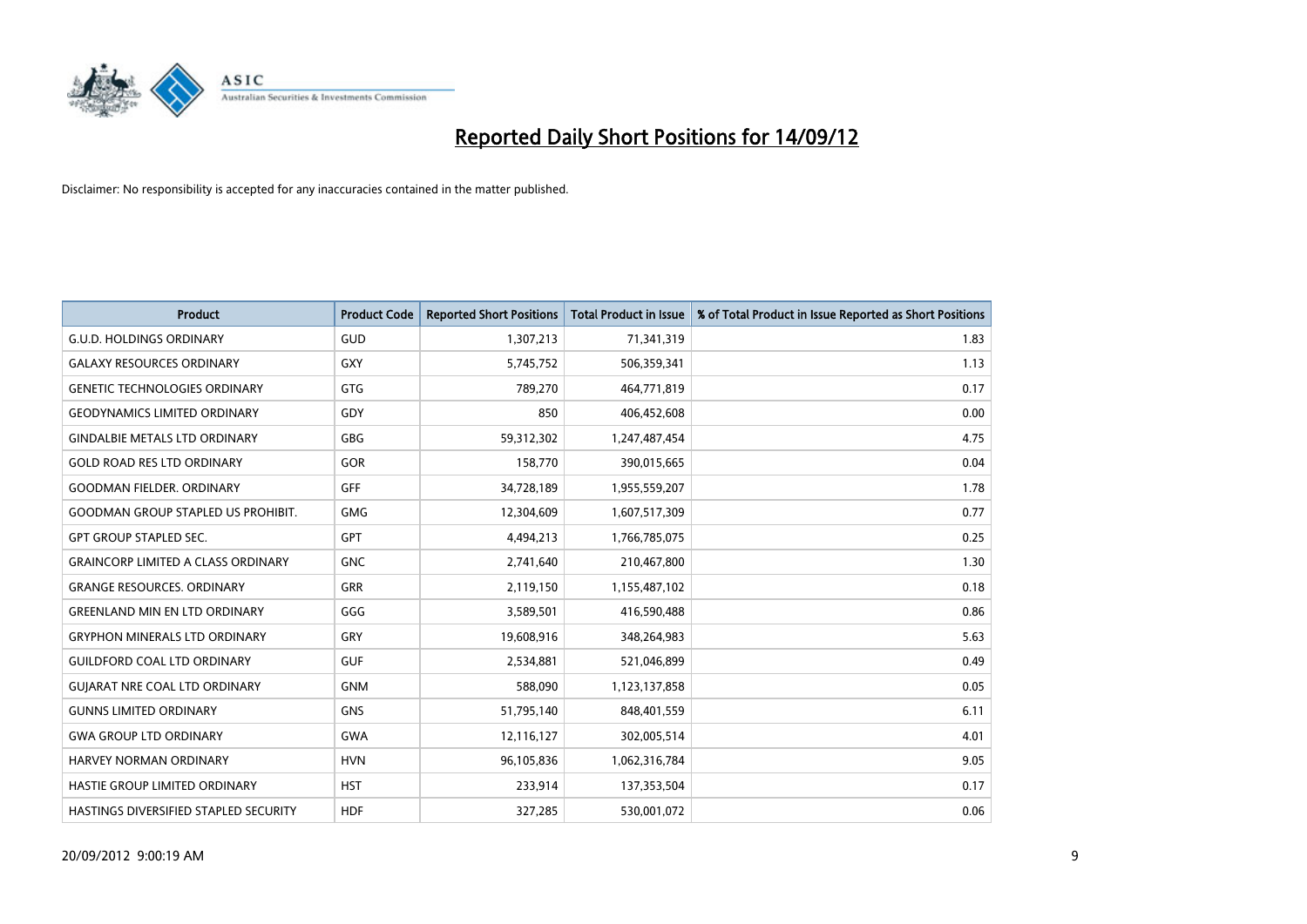# Reported Daily Short Positions for 14/09/12

Disclaimer: No responsibility is accepted for any inaccuracies contained in the matter published.

| Product | Product Code | Reported Short Positions | Total Product in Issue | % of Total Product in Issue Reported as Short Positions |
|---|---|---|---|---|
| G.U.D. HOLDINGS ORDINARY | GUD | 1,307,213 | 71,341,319 | 1.83 |
| GALAXY RESOURCES ORDINARY | GXY | 5,745,752 | 506,359,341 | 1.13 |
| GENETIC TECHNOLOGIES ORDINARY | GTG | 789,270 | 464,771,819 | 0.17 |
| GEODYNAMICS LIMITED ORDINARY | GDY | 850 | 406,452,608 | 0.00 |
| GINDALBIE METALS LTD ORDINARY | GBG | 59,312,302 | 1,247,487,454 | 4.75 |
| GOLD ROAD RES LTD ORDINARY | GOR | 158,770 | 390,015,665 | 0.04 |
| GOODMAN FIELDER. ORDINARY | GFF | 34,728,189 | 1,955,559,207 | 1.78 |
| GOODMAN GROUP STAPLED US PROHIBIT. | GMG | 12,304,609 | 1,607,517,309 | 0.77 |
| GPT GROUP STAPLED SEC. | GPT | 4,494,213 | 1,766,785,075 | 0.25 |
| GRAINCORP LIMITED A CLASS ORDINARY | GNC | 2,741,640 | 210,467,800 | 1.30 |
| GRANGE RESOURCES. ORDINARY | GRR | 2,119,150 | 1,155,487,102 | 0.18 |
| GREENLAND MIN EN LTD ORDINARY | GGG | 3,589,501 | 416,590,488 | 0.86 |
| GRYPHON MINERALS LTD ORDINARY | GRY | 19,608,916 | 348,264,983 | 5.63 |
| GUILDFORD COAL LTD ORDINARY | GUF | 2,534,881 | 521,046,899 | 0.49 |
| GUJARAT NRE COAL LTD ORDINARY | GNM | 588,090 | 1,123,137,858 | 0.05 |
| GUNNS LIMITED ORDINARY | GNS | 51,795,140 | 848,401,559 | 6.11 |
| GWA GROUP LTD ORDINARY | GWA | 12,116,127 | 302,005,514 | 4.01 |
| HARVEY NORMAN ORDINARY | HVN | 96,105,836 | 1,062,316,784 | 9.05 |
| HASTIE GROUP LIMITED ORDINARY | HST | 233,914 | 137,353,504 | 0.17 |
| HASTINGS DIVERSIFIED STAPLED SECURITY | HDF | 327,285 | 530,001,072 | 0.06 |

20/09/2012 9:00:19 AM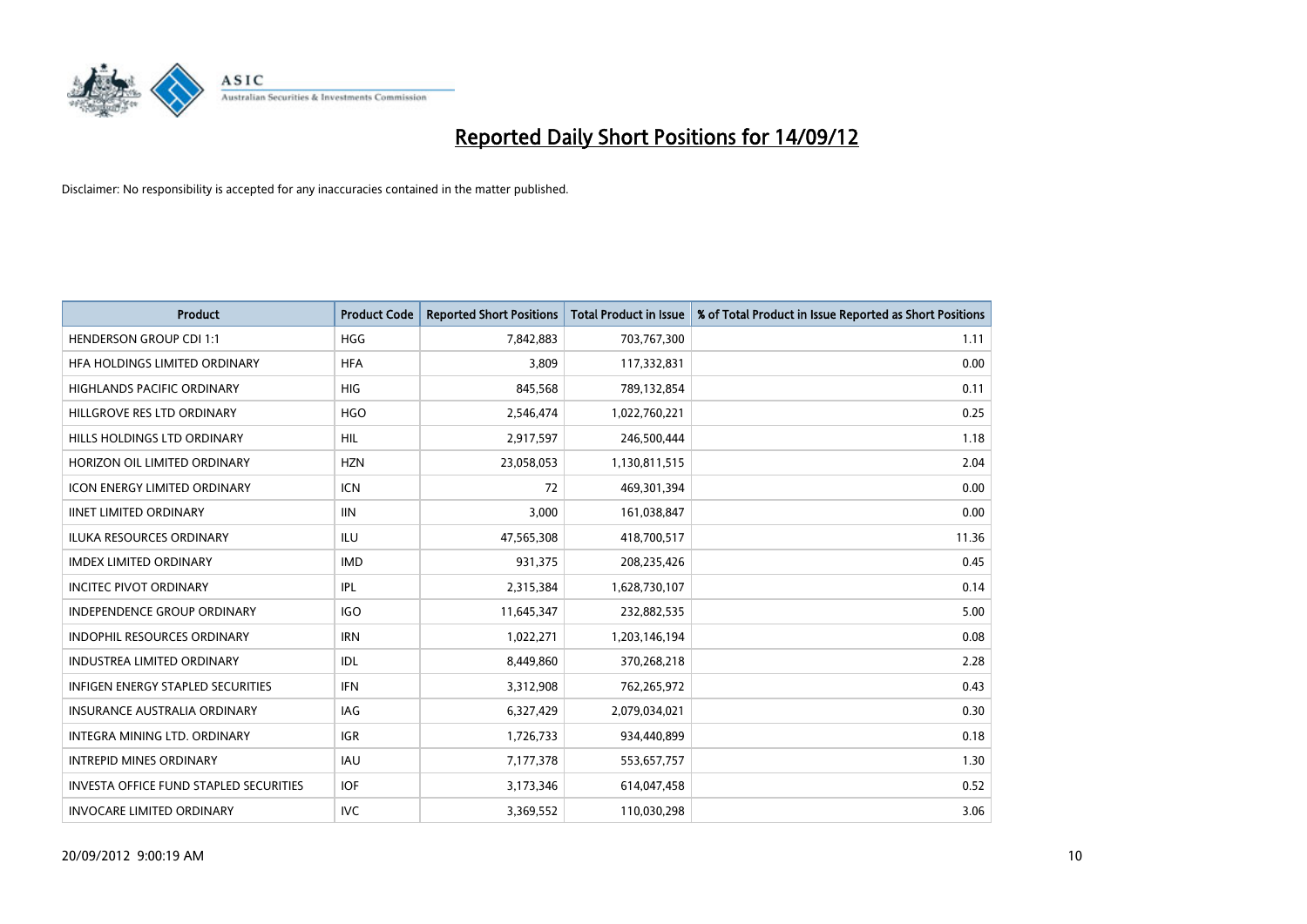# Reported Daily Short Positions for 14/09/12

Disclaimer: No responsibility is accepted for any inaccuracies contained in the matter published.

| Product | Product Code | Reported Short Positions | Total Product in Issue | % of Total Product in Issue Reported as Short Positions |
|---|---|---|---|---|
| HENDERSON GROUP CDI 1:1 | HGG | 7,842,883 | 703,767,300 | 1.11 |
| HFA HOLDINGS LIMITED ORDINARY | HFA | 3,809 | 117,332,831 | 0.00 |
| HIGHLANDS PACIFIC ORDINARY | HIG | 845,568 | 789,132,854 | 0.11 |
| HILLGROVE RES LTD ORDINARY | HGO | 2,546,474 | 1,022,760,221 | 0.25 |
| HILLS HOLDINGS LTD ORDINARY | HIL | 2,917,597 | 246,500,444 | 1.18 |
| HORIZON OIL LIMITED ORDINARY | HZN | 23,058,053 | 1,130,811,515 | 2.04 |
| ICON ENERGY LIMITED ORDINARY | ICN | 72 | 469,301,394 | 0.00 |
| IINET LIMITED ORDINARY | IIN | 3,000 | 161,038,847 | 0.00 |
| ILUKA RESOURCES ORDINARY | ILU | 47,565,308 | 418,700,517 | 11.36 |
| IMDEX LIMITED ORDINARY | IMD | 931,375 | 208,235,426 | 0.45 |
| INCITEC PIVOT ORDINARY | IPL | 2,315,384 | 1,628,730,107 | 0.14 |
| INDEPENDENCE GROUP ORDINARY | IGO | 11,645,347 | 232,882,535 | 5.00 |
| INDOPHIL RESOURCES ORDINARY | IRN | 1,022,271 | 1,203,146,194 | 0.08 |
| INDUSTREA LIMITED ORDINARY | IDL | 8,449,860 | 370,268,218 | 2.28 |
| INFIGEN ENERGY STAPLED SECURITIES | IFN | 3,312,908 | 762,265,972 | 0.43 |
| INSURANCE AUSTRALIA ORDINARY | IAG | 6,327,429 | 2,079,034,021 | 0.30 |
| INTEGRA MINING LTD. ORDINARY | IGR | 1,726,733 | 934,440,899 | 0.18 |
| INTREPID MINES ORDINARY | IAU | 7,177,378 | 553,657,757 | 1.30 |
| INVESTA OFFICE FUND STAPLED SECURITIES | IOF | 3,173,346 | 614,047,458 | 0.52 |
| INVOCARE LIMITED ORDINARY | IVC | 3,369,552 | 110,030,298 | 3.06 |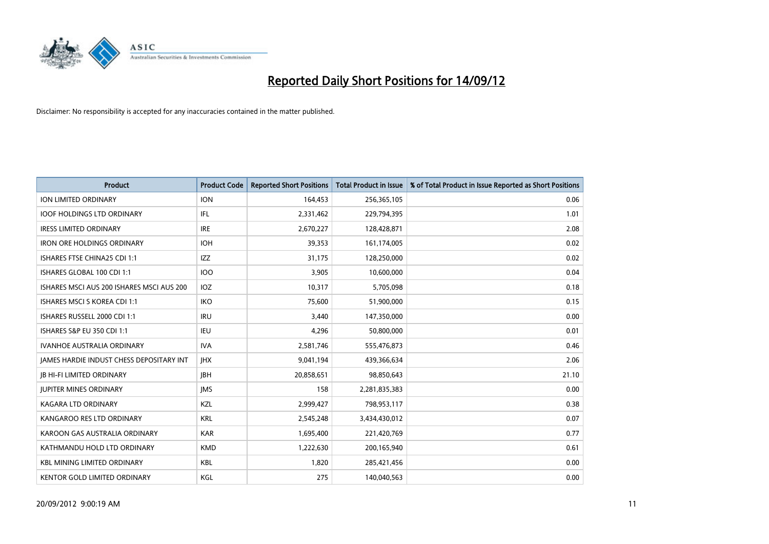# Reported Daily Short Positions for 14/09/12

Disclaimer: No responsibility is accepted for any inaccuracies contained in the matter published.

| Product | Product Code | Reported Short Positions | Total Product in Issue | % of Total Product in Issue Reported as Short Positions |
|---|---|---|---|---|
| ION LIMITED ORDINARY | ION | 164,453 | 256,365,105 | 0.06 |
| IOOF HOLDINGS LTD ORDINARY | IFL | 2,331,462 | 229,794,395 | 1.01 |
| IRESS LIMITED ORDINARY | IRE | 2,670,227 | 128,428,871 | 2.08 |
| IRON ORE HOLDINGS ORDINARY | IOH | 39,353 | 161,174,005 | 0.02 |
| ISHARES FTSE CHINA25 CDI 1:1 | IZZ | 31,175 | 128,250,000 | 0.02 |
| ISHARES GLOBAL 100 CDI 1:1 | IOO | 3,905 | 10,600,000 | 0.04 |
| ISHARES MSCI AUS 200 ISHARES MSCI AUS 200 | IOZ | 10,317 | 5,705,098 | 0.18 |
| ISHARES MSCI S KOREA CDI 1:1 | IKO | 75,600 | 51,900,000 | 0.15 |
| ISHARES RUSSELL 2000 CDI 1:1 | IRU | 3,440 | 147,350,000 | 0.00 |
| ISHARES S&P EU 350 CDI 1:1 | IEU | 4,296 | 50,800,000 | 0.01 |
| IVANHOE AUSTRALIA ORDINARY | IVA | 2,581,746 | 555,476,873 | 0.46 |
| JAMES HARDIE INDUST CHESS DEPOSITARY INT | JHX | 9,041,194 | 439,366,634 | 2.06 |
| JB HI-FI LIMITED ORDINARY | JBH | 20,858,651 | 98,850,643 | 21.10 |
| JUPITER MINES ORDINARY | JMS | 158 | 2,281,835,383 | 0.00 |
| KAGARA LTD ORDINARY | KZL | 2,999,427 | 798,953,117 | 0.38 |
| KANGAROO RES LTD ORDINARY | KRL | 2,545,248 | 3,434,430,012 | 0.07 |
| KAROON GAS AUSTRALIA ORDINARY | KAR | 1,695,400 | 221,420,769 | 0.77 |
| KATHMANDU HOLD LTD ORDINARY | KMD | 1,222,630 | 200,165,940 | 0.61 |
| KBL MINING LIMITED ORDINARY | KBL | 1,820 | 285,421,456 | 0.00 |
| KENTOR GOLD LIMITED ORDINARY | KGL | 275 | 140,040,563 | 0.00 |

20/09/2012 9:00:19 AM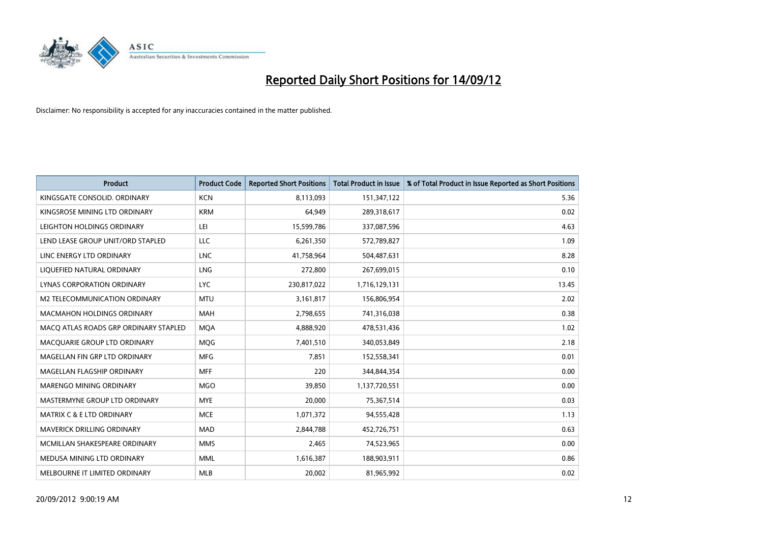# Reported Daily Short Positions for 14/09/12

Disclaimer: No responsibility is accepted for any inaccuracies contained in the matter published.

| Product | Product Code | Reported Short Positions | Total Product in Issue | % of Total Product in Issue Reported as Short Positions |
|---|---|---|---|---|
| KINGSGATE CONSOLID. ORDINARY | KCN | 8,113,093 | 151,347,122 | 5.36 |
| KINGSROSE MINING LTD ORDINARY | KRM | 64,949 | 289,318,617 | 0.02 |
| LEIGHTON HOLDINGS ORDINARY | LEI | 15,599,786 | 337,087,596 | 4.63 |
| LEND LEASE GROUP UNIT/ORD STAPLED | LLC | 6,261,350 | 572,789,827 | 1.09 |
| LINC ENERGY LTD ORDINARY | LNC | 41,758,964 | 504,487,631 | 8.28 |
| LIQUEFIED NATURAL ORDINARY | LNG | 272,800 | 267,699,015 | 0.10 |
| LYNAS CORPORATION ORDINARY | LYC | 230,817,022 | 1,716,129,131 | 13.45 |
| M2 TELECOMMUNICATION ORDINARY | MTU | 3,161,817 | 156,806,954 | 2.02 |
| MACMAHON HOLDINGS ORDINARY | MAH | 2,798,655 | 741,316,038 | 0.38 |
| MACQ ATLAS ROADS GRP ORDINARY STAPLED | MQA | 4,888,920 | 478,531,436 | 1.02 |
| MACQUARIE GROUP LTD ORDINARY | MQG | 7,401,510 | 340,053,849 | 2.18 |
| MAGELLAN FIN GRP LTD ORDINARY | MFG | 7,851 | 152,558,341 | 0.01 |
| MAGELLAN FLAGSHIP ORDINARY | MFF | 220 | 344,844,354 | 0.00 |
| MARENGO MINING ORDINARY | MGO | 39,850 | 1,137,720,551 | 0.00 |
| MASTERMYNE GROUP LTD ORDINARY | MYE | 20,000 | 75,367,514 | 0.03 |
| MATRIX C & E LTD ORDINARY | MCE | 1,071,372 | 94,555,428 | 1.13 |
| MAVERICK DRILLING ORDINARY | MAD | 2,844,788 | 452,726,751 | 0.63 |
| MCMILLAN SHAKESPEARE ORDINARY | MMS | 2,465 | 74,523,965 | 0.00 |
| MEDUSA MINING LTD ORDINARY | MML | 1,616,387 | 188,903,911 | 0.86 |
| MELBOURNE IT LIMITED ORDINARY | MLB | 20,002 | 81,965,992 | 0.02 |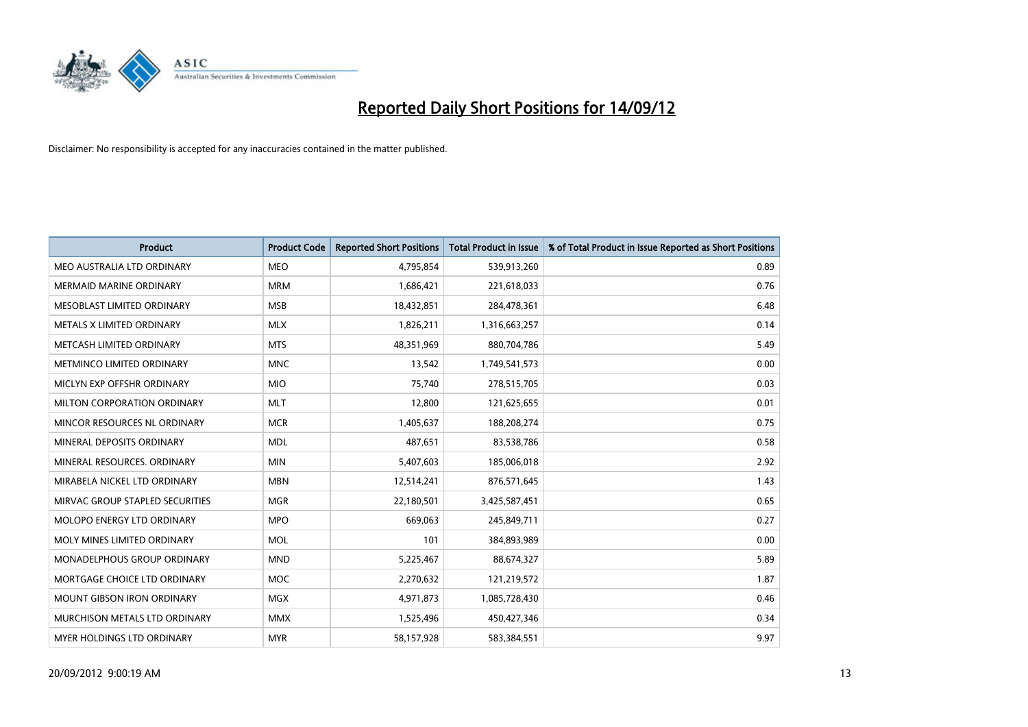# Reported Daily Short Positions for 14/09/12

Disclaimer: No responsibility is accepted for any inaccuracies contained in the matter published.

| Product | Product Code | Reported Short Positions | Total Product in Issue | % of Total Product in Issue Reported as Short Positions |
|---|---|---|---|---|
| MEO AUSTRALIA LTD ORDINARY | MEO | 4,795,854 | 539,913,260 | 0.89 |
| MERMAID MARINE ORDINARY | MRM | 1,686,421 | 221,618,033 | 0.76 |
| MESOBLAST LIMITED ORDINARY | MSB | 18,432,851 | 284,478,361 | 6.48 |
| METALS X LIMITED ORDINARY | MLX | 1,826,211 | 1,316,663,257 | 0.14 |
| METCASH LIMITED ORDINARY | MTS | 48,351,969 | 880,704,786 | 5.49 |
| METMINCO LIMITED ORDINARY | MNC | 13,542 | 1,749,541,573 | 0.00 |
| MICLYN EXP OFFSHR ORDINARY | MIO | 75,740 | 278,515,705 | 0.03 |
| MILTON CORPORATION ORDINARY | MLT | 12,800 | 121,625,655 | 0.01 |
| MINCOR RESOURCES NL ORDINARY | MCR | 1,405,637 | 188,208,274 | 0.75 |
| MINERAL DEPOSITS ORDINARY | MDL | 487,651 | 83,538,786 | 0.58 |
| MINERAL RESOURCES. ORDINARY | MIN | 5,407,603 | 185,006,018 | 2.92 |
| MIRABELA NICKEL LTD ORDINARY | MBN | 12,514,241 | 876,571,645 | 1.43 |
| MIRVAC GROUP STAPLED SECURITIES | MGR | 22,180,501 | 3,425,587,451 | 0.65 |
| MOLOPO ENERGY LTD ORDINARY | MPO | 669,063 | 245,849,711 | 0.27 |
| MOLY MINES LIMITED ORDINARY | MOL | 101 | 384,893,989 | 0.00 |
| MONADELPHOUS GROUP ORDINARY | MND | 5,225,467 | 88,674,327 | 5.89 |
| MORTGAGE CHOICE LTD ORDINARY | MOC | 2,270,632 | 121,219,572 | 1.87 |
| MOUNT GIBSON IRON ORDINARY | MGX | 4,971,873 | 1,085,728,430 | 0.46 |
| MURCHISON METALS LTD ORDINARY | MMX | 1,525,496 | 450,427,346 | 0.34 |
| MYER HOLDINGS LTD ORDINARY | MYR | 58,157,928 | 583,384,551 | 9.97 |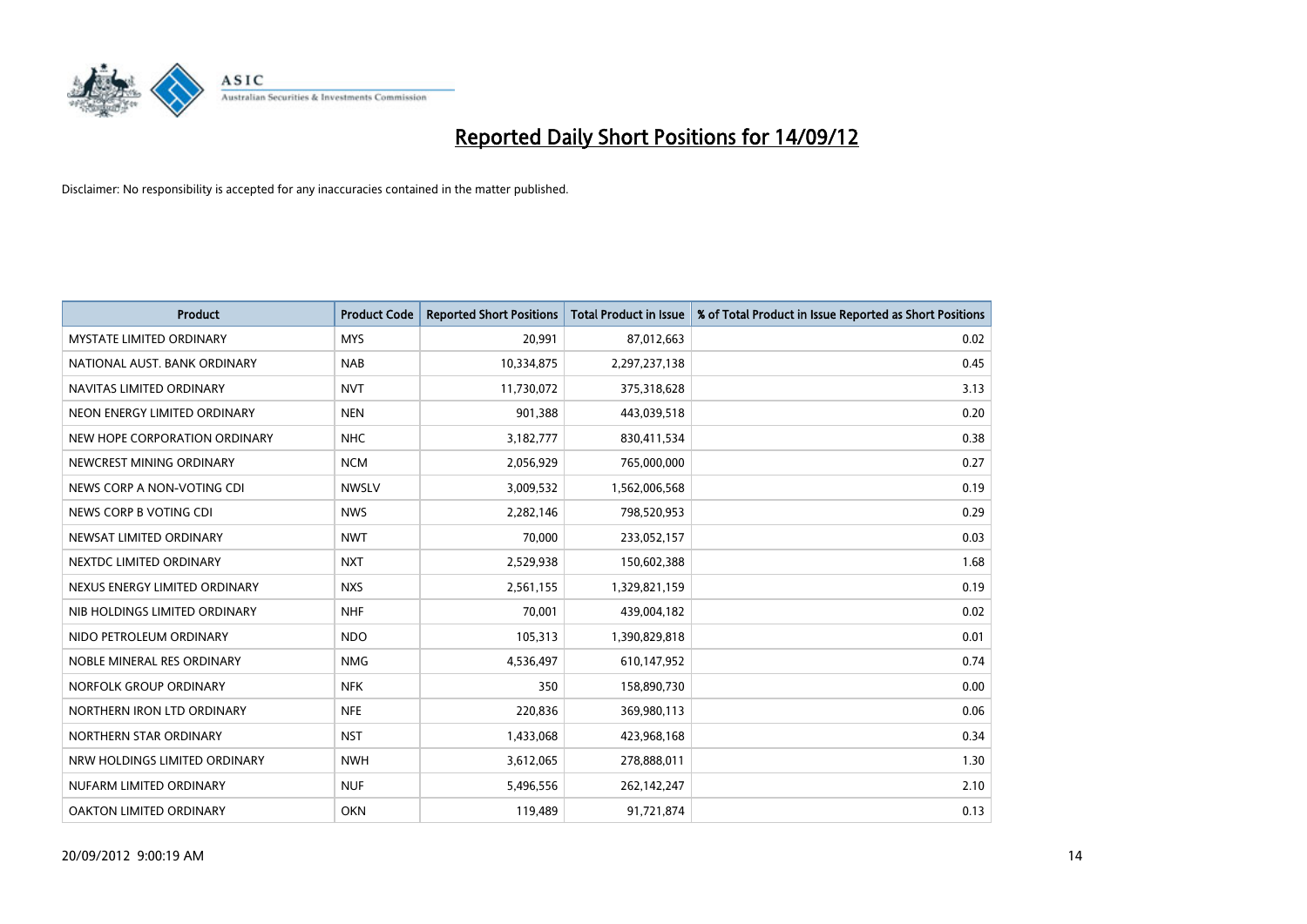# Reported Daily Short Positions for 14/09/12

Disclaimer: No responsibility is accepted for any inaccuracies contained in the matter published.

| Product | Product Code | Reported Short Positions | Total Product in Issue | % of Total Product in Issue Reported as Short Positions |
|---|---|---|---|---|
| MYSTATE LIMITED ORDINARY | MYS | 20,991 | 87,012,663 | 0.02 |
| NATIONAL AUST. BANK ORDINARY | NAB | 10,334,875 | 2,297,237,138 | 0.45 |
| NAVITAS LIMITED ORDINARY | NVT | 11,730,072 | 375,318,628 | 3.13 |
| NEON ENERGY LIMITED ORDINARY | NEN | 901,388 | 443,039,518 | 0.20 |
| NEW HOPE CORPORATION ORDINARY | NHC | 3,182,777 | 830,411,534 | 0.38 |
| NEWCREST MINING ORDINARY | NCM | 2,056,929 | 765,000,000 | 0.27 |
| NEWS CORP A NON-VOTING CDI | NWSLV | 3,009,532 | 1,562,006,568 | 0.19 |
| NEWS CORP B VOTING CDI | NWS | 2,282,146 | 798,520,953 | 0.29 |
| NEWSAT LIMITED ORDINARY | NWT | 70,000 | 233,052,157 | 0.03 |
| NEXTDC LIMITED ORDINARY | NXT | 2,529,938 | 150,602,388 | 1.68 |
| NEXUS ENERGY LIMITED ORDINARY | NXS | 2,561,155 | 1,329,821,159 | 0.19 |
| NIB HOLDINGS LIMITED ORDINARY | NHF | 70,001 | 439,004,182 | 0.02 |
| NIDO PETROLEUM ORDINARY | NDO | 105,313 | 1,390,829,818 | 0.01 |
| NOBLE MINERAL RES ORDINARY | NMG | 4,536,497 | 610,147,952 | 0.74 |
| NORFOLK GROUP ORDINARY | NFK | 350 | 158,890,730 | 0.00 |
| NORTHERN IRON LTD ORDINARY | NFE | 220,836 | 369,980,113 | 0.06 |
| NORTHERN STAR ORDINARY | NST | 1,433,068 | 423,968,168 | 0.34 |
| NRW HOLDINGS LIMITED ORDINARY | NWH | 3,612,065 | 278,888,011 | 1.30 |
| NUFARM LIMITED ORDINARY | NUF | 5,496,556 | 262,142,247 | 2.10 |
| OAKTON LIMITED ORDINARY | OKN | 119,489 | 91,721,874 | 0.13 |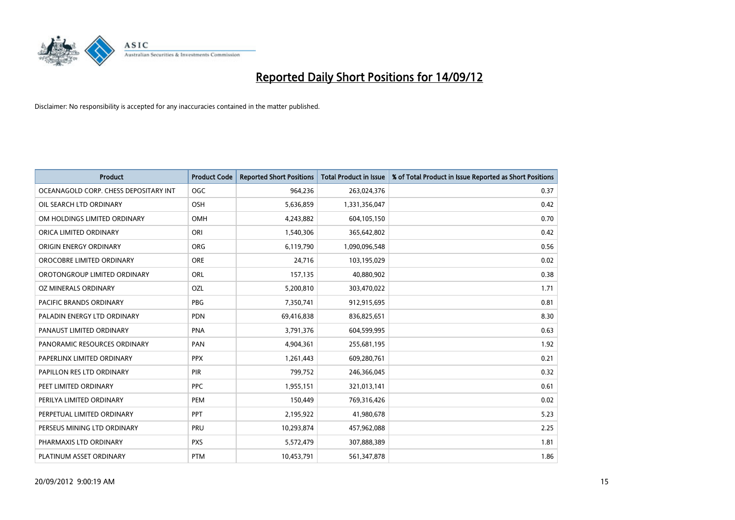# Reported Daily Short Positions for 14/09/12

Disclaimer: No responsibility is accepted for any inaccuracies contained in the matter published.

| Product | Product Code | Reported Short Positions | Total Product in Issue | % of Total Product in Issue Reported as Short Positions |
|---|---|---|---|---|
| OCEANAGOLD CORP. CHESS DEPOSITARY INT | OGC | 964,236 | 263,024,376 | 0.37 |
| OIL SEARCH LTD ORDINARY | OSH | 5,636,859 | 1,331,356,047 | 0.42 |
| OM HOLDINGS LIMITED ORDINARY | OMH | 4,243,882 | 604,105,150 | 0.70 |
| ORICA LIMITED ORDINARY | ORI | 1,540,306 | 365,642,802 | 0.42 |
| ORIGIN ENERGY ORDINARY | ORG | 6,119,790 | 1,090,096,548 | 0.56 |
| OROCOBRE LIMITED ORDINARY | ORE | 24,716 | 103,195,029 | 0.02 |
| OROTONGROUP LIMITED ORDINARY | ORL | 157,135 | 40,880,902 | 0.38 |
| OZ MINERALS ORDINARY | OZL | 5,200,810 | 303,470,022 | 1.71 |
| PACIFIC BRANDS ORDINARY | PBG | 7,350,741 | 912,915,695 | 0.81 |
| PALADIN ENERGY LTD ORDINARY | PDN | 69,416,838 | 836,825,651 | 8.30 |
| PANAUST LIMITED ORDINARY | PNA | 3,791,376 | 604,599,995 | 0.63 |
| PANORAMIC RESOURCES ORDINARY | PAN | 4,904,361 | 255,681,195 | 1.92 |
| PAPERLINX LIMITED ORDINARY | PPX | 1,261,443 | 609,280,761 | 0.21 |
| PAPILLON RES LTD ORDINARY | PIR | 799,752 | 246,366,045 | 0.32 |
| PEET LIMITED ORDINARY | PPC | 1,955,151 | 321,013,141 | 0.61 |
| PERILYA LIMITED ORDINARY | PEM | 150,449 | 769,316,426 | 0.02 |
| PERPETUAL LIMITED ORDINARY | PPT | 2,195,922 | 41,980,678 | 5.23 |
| PERSEUS MINING LTD ORDINARY | PRU | 10,293,874 | 457,962,088 | 2.25 |
| PHARMAXIS LTD ORDINARY | PXS | 5,572,479 | 307,888,389 | 1.81 |
| PLATINUM ASSET ORDINARY | PTM | 10,453,791 | 561,347,878 | 1.86 |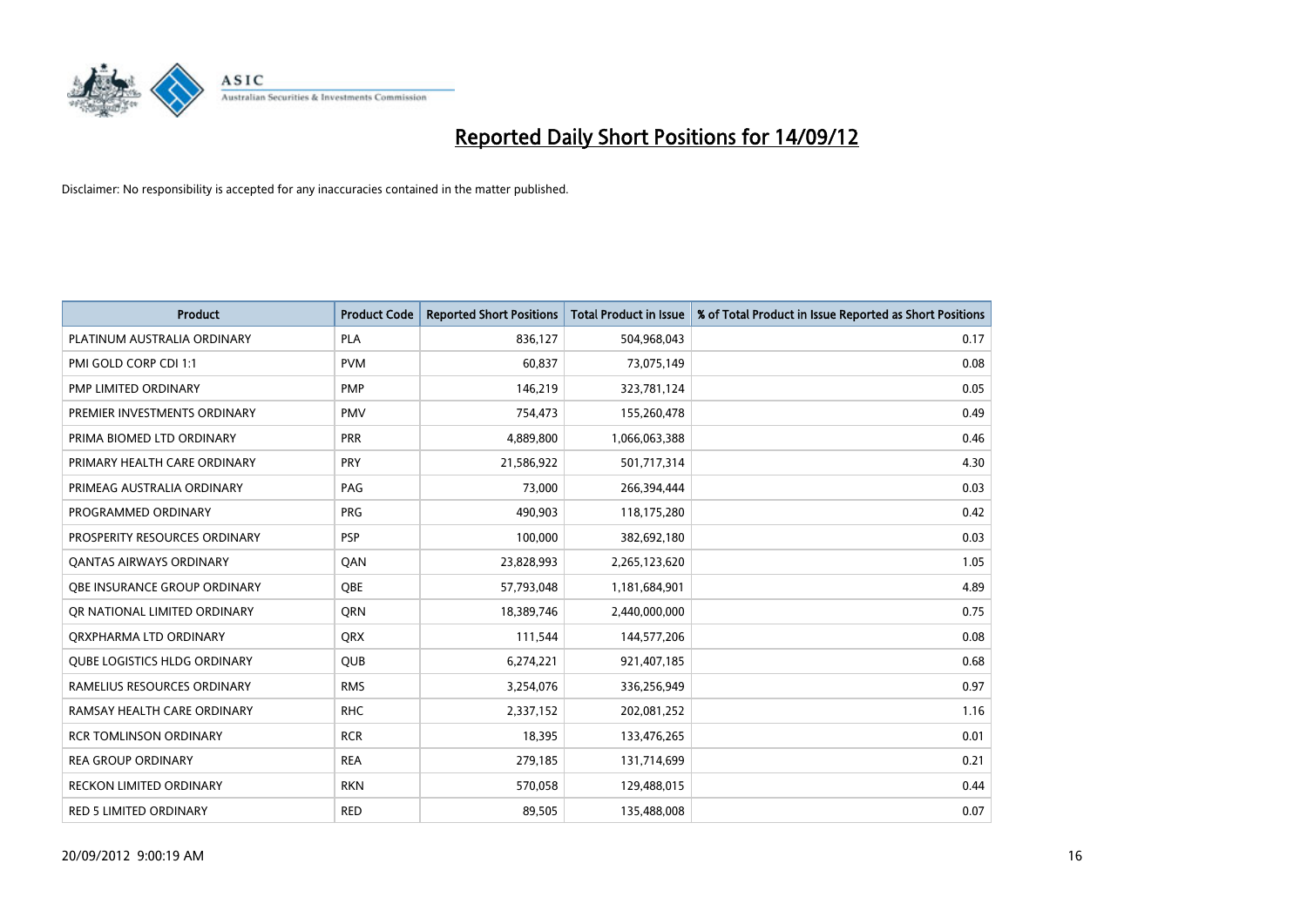# Reported Daily Short Positions for 14/09/12

Disclaimer: No responsibility is accepted for any inaccuracies contained in the matter published.

| Product | Product Code | Reported Short Positions | Total Product in Issue | % of Total Product in Issue Reported as Short Positions |
|---|---|---|---|---|
| PLATINUM AUSTRALIA ORDINARY | PLA | 836,127 | 504,968,043 | 0.17 |
| PMI GOLD CORP CDI 1:1 | PVM | 60,837 | 73,075,149 | 0.08 |
| PMP LIMITED ORDINARY | PMP | 146,219 | 323,781,124 | 0.05 |
| PREMIER INVESTMENTS ORDINARY | PMV | 754,473 | 155,260,478 | 0.49 |
| PRIMA BIOMED LTD ORDINARY | PRR | 4,889,800 | 1,066,063,388 | 0.46 |
| PRIMARY HEALTH CARE ORDINARY | PRY | 21,586,922 | 501,717,314 | 4.30 |
| PRIMEAG AUSTRALIA ORDINARY | PAG | 73,000 | 266,394,444 | 0.03 |
| PROGRAMMED ORDINARY | PRG | 490,903 | 118,175,280 | 0.42 |
| PROSPERITY RESOURCES ORDINARY | PSP | 100,000 | 382,692,180 | 0.03 |
| QANTAS AIRWAYS ORDINARY | QAN | 23,828,993 | 2,265,123,620 | 1.05 |
| QBE INSURANCE GROUP ORDINARY | QBE | 57,793,048 | 1,181,684,901 | 4.89 |
| QR NATIONAL LIMITED ORDINARY | QRN | 18,389,746 | 2,440,000,000 | 0.75 |
| QRXPHARMA LTD ORDINARY | QRX | 111,544 | 144,577,206 | 0.08 |
| QUBE LOGISTICS HLDG ORDINARY | QUB | 6,274,221 | 921,407,185 | 0.68 |
| RAMELIUS RESOURCES ORDINARY | RMS | 3,254,076 | 336,256,949 | 0.97 |
| RAMSAY HEALTH CARE ORDINARY | RHC | 2,337,152 | 202,081,252 | 1.16 |
| RCR TOMLINSON ORDINARY | RCR | 18,395 | 133,476,265 | 0.01 |
| REA GROUP ORDINARY | REA | 279,185 | 131,714,699 | 0.21 |
| RECKON LIMITED ORDINARY | RKN | 570,058 | 129,488,015 | 0.44 |
| RED 5 LIMITED ORDINARY | RED | 89,505 | 135,488,008 | 0.07 |

20/09/2012 9:00:19 AM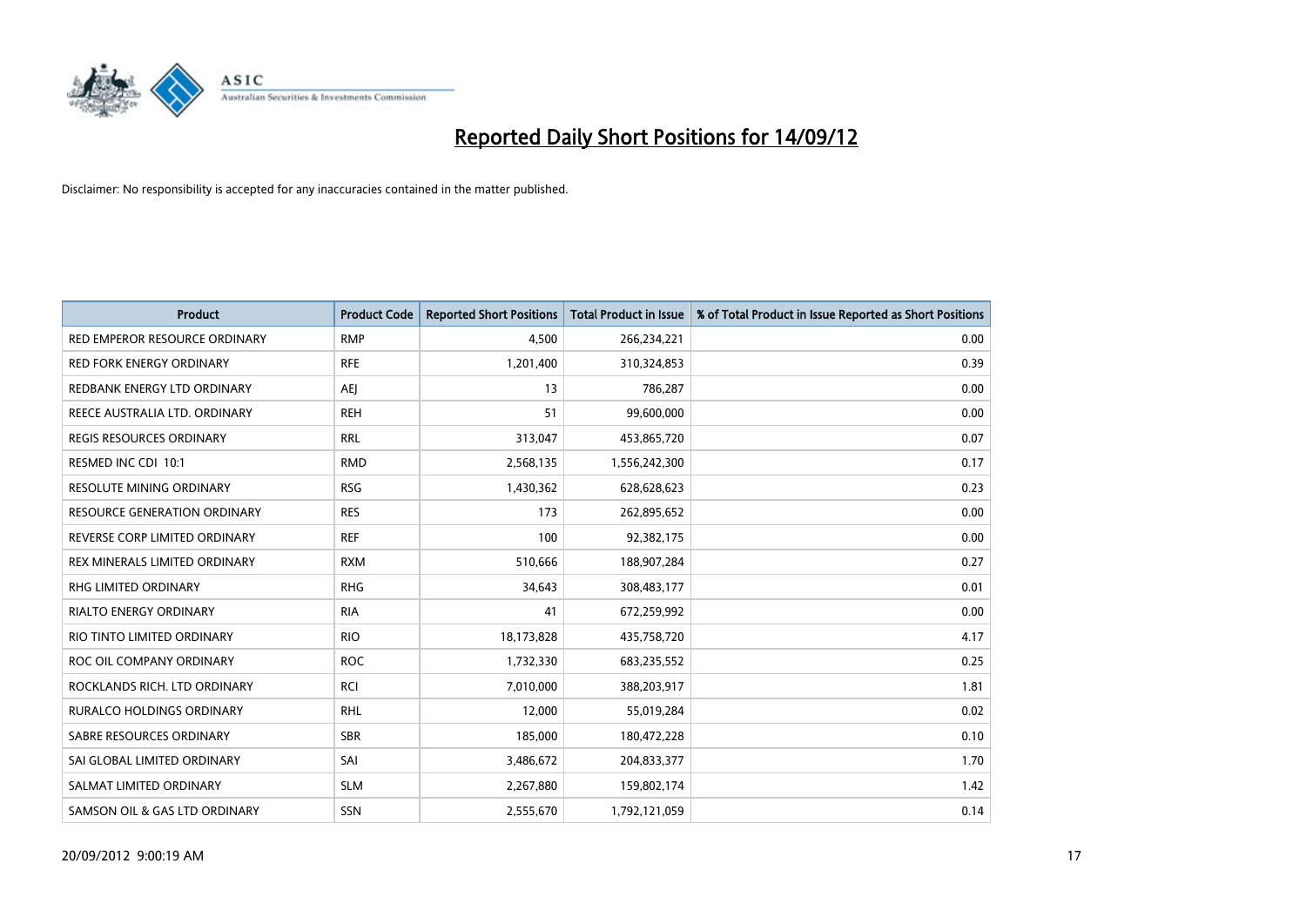# Reported Daily Short Positions for 14/09/12

Disclaimer: No responsibility is accepted for any inaccuracies contained in the matter published.

| Product | Product Code | Reported Short Positions | Total Product in Issue | % of Total Product in Issue Reported as Short Positions |
|---|---|---|---|---|
| RED EMPEROR RESOURCE ORDINARY | RMP | 4,500 | 266,234,221 | 0.00 |
| RED FORK ENERGY ORDINARY | RFE | 1,201,400 | 310,324,853 | 0.39 |
| REDBANK ENERGY LTD ORDINARY | AEJ | 13 | 786,287 | 0.00 |
| REECE AUSTRALIA LTD. ORDINARY | REH | 51 | 99,600,000 | 0.00 |
| REGIS RESOURCES ORDINARY | RRL | 313,047 | 453,865,720 | 0.07 |
| RESMED INC CDI 10:1 | RMD | 2,568,135 | 1,556,242,300 | 0.17 |
| RESOLUTE MINING ORDINARY | RSG | 1,430,362 | 628,628,623 | 0.23 |
| RESOURCE GENERATION ORDINARY | RES | 173 | 262,895,652 | 0.00 |
| REVERSE CORP LIMITED ORDINARY | REF | 100 | 92,382,175 | 0.00 |
| REX MINERALS LIMITED ORDINARY | RXM | 510,666 | 188,907,284 | 0.27 |
| RHG LIMITED ORDINARY | RHG | 34,643 | 308,483,177 | 0.01 |
| RIALTO ENERGY ORDINARY | RIA | 41 | 672,259,992 | 0.00 |
| RIO TINTO LIMITED ORDINARY | RIO | 18,173,828 | 435,758,720 | 4.17 |
| ROC OIL COMPANY ORDINARY | ROC | 1,732,330 | 683,235,552 | 0.25 |
| ROCKLANDS RICH. LTD ORDINARY | RCI | 7,010,000 | 388,203,917 | 1.81 |
| RURALCO HOLDINGS ORDINARY | RHL | 12,000 | 55,019,284 | 0.02 |
| SABRE RESOURCES ORDINARY | SBR | 185,000 | 180,472,228 | 0.10 |
| SAI GLOBAL LIMITED ORDINARY | SAI | 3,486,672 | 204,833,377 | 1.70 |
| SALMAT LIMITED ORDINARY | SLM | 2,267,880 | 159,802,174 | 1.42 |
| SAMSON OIL & GAS LTD ORDINARY | SSN | 2,555,670 | 1,792,121,059 | 0.14 |

20/09/2012 9:00:19 AM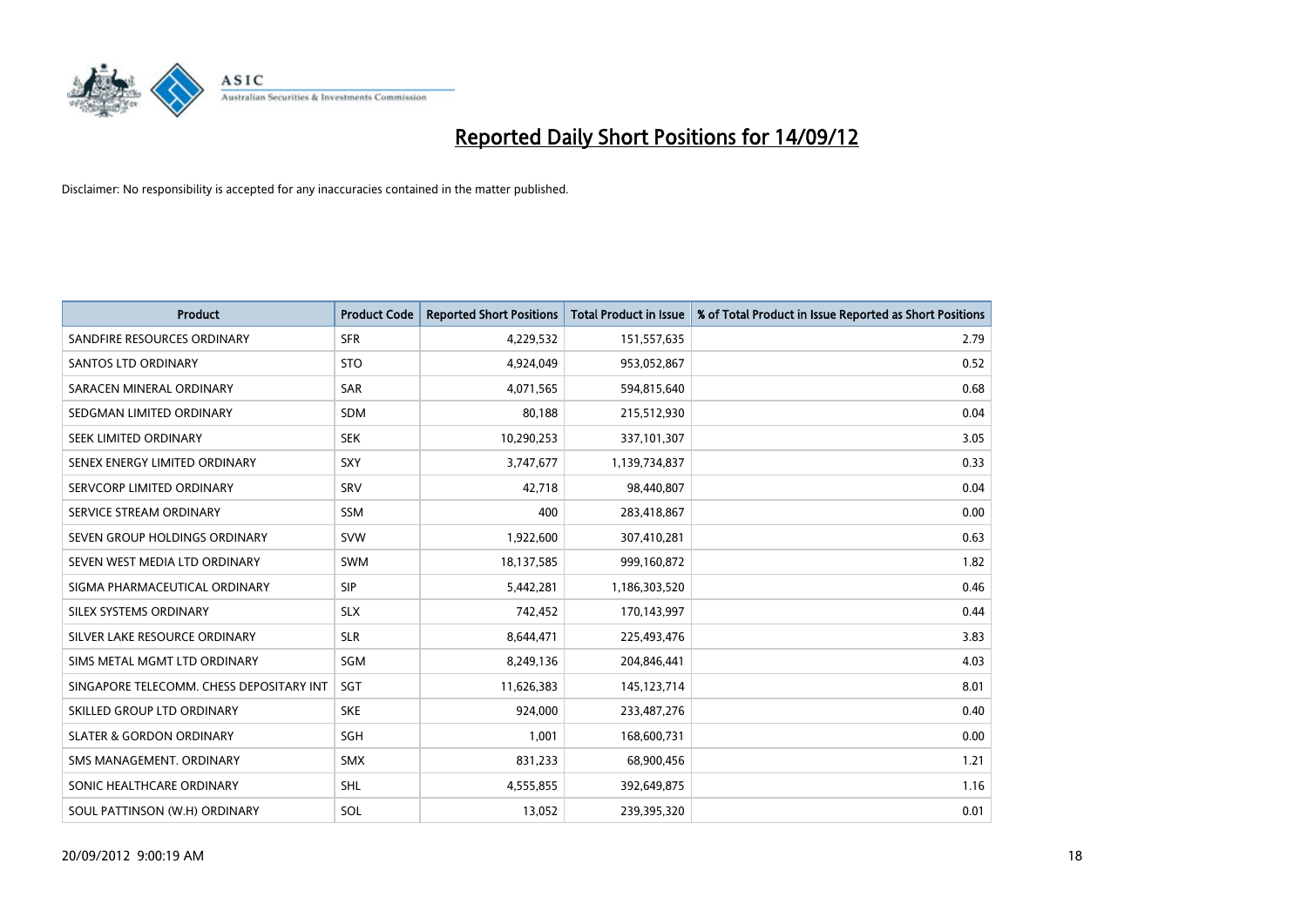# Reported Daily Short Positions for 14/09/12

Disclaimer: No responsibility is accepted for any inaccuracies contained in the matter published.

| Product | Product Code | Reported Short Positions | Total Product in Issue | % of Total Product in Issue Reported as Short Positions |
|---|---|---|---|---|
| SANDFIRE RESOURCES ORDINARY | SFR | 4,229,532 | 151,557,635 | 2.79 |
| SANTOS LTD ORDINARY | STO | 4,924,049 | 953,052,867 | 0.52 |
| SARACEN MINERAL ORDINARY | SAR | 4,071,565 | 594,815,640 | 0.68 |
| SEDGMAN LIMITED ORDINARY | SDM | 80,188 | 215,512,930 | 0.04 |
| SEEK LIMITED ORDINARY | SEK | 10,290,253 | 337,101,307 | 3.05 |
| SENEX ENERGY LIMITED ORDINARY | SXY | 3,747,677 | 1,139,734,837 | 0.33 |
| SERVCORP LIMITED ORDINARY | SRV | 42,718 | 98,440,807 | 0.04 |
| SERVICE STREAM ORDINARY | SSM | 400 | 283,418,867 | 0.00 |
| SEVEN GROUP HOLDINGS ORDINARY | SVW | 1,922,600 | 307,410,281 | 0.63 |
| SEVEN WEST MEDIA LTD ORDINARY | SWM | 18,137,585 | 999,160,872 | 1.82 |
| SIGMA PHARMACEUTICAL ORDINARY | SIP | 5,442,281 | 1,186,303,520 | 0.46 |
| SILEX SYSTEMS ORDINARY | SLX | 742,452 | 170,143,997 | 0.44 |
| SILVER LAKE RESOURCE ORDINARY | SLR | 8,644,471 | 225,493,476 | 3.83 |
| SIMS METAL MGMT LTD ORDINARY | SGM | 8,249,136 | 204,846,441 | 4.03 |
| SINGAPORE TELECOMM. CHESS DEPOSITARY INT | SGT | 11,626,383 | 145,123,714 | 8.01 |
| SKILLED GROUP LTD ORDINARY | SKE | 924,000 | 233,487,276 | 0.40 |
| SLATER & GORDON ORDINARY | SGH | 1,001 | 168,600,731 | 0.00 |
| SMS MANAGEMENT. ORDINARY | SMX | 831,233 | 68,900,456 | 1.21 |
| SONIC HEALTHCARE ORDINARY | SHL | 4,555,855 | 392,649,875 | 1.16 |
| SOUL PATTINSON (W.H) ORDINARY | SOL | 13,052 | 239,395,320 | 0.01 |

20/09/2012 9:00:19 AM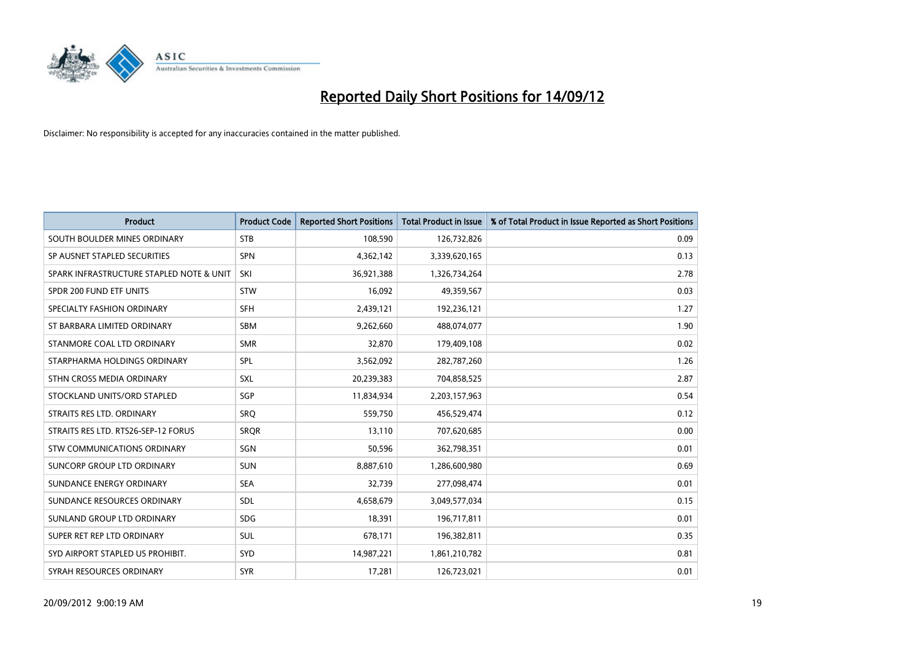# Reported Daily Short Positions for 14/09/12

Disclaimer: No responsibility is accepted for any inaccuracies contained in the matter published.

| Product | Product Code | Reported Short Positions | Total Product in Issue | % of Total Product in Issue Reported as Short Positions |
|---|---|---|---|---|
| SOUTH BOULDER MINES ORDINARY | STB | 108,590 | 126,732,826 | 0.09 |
| SP AUSNET STAPLED SECURITIES | SPN | 4,362,142 | 3,339,620,165 | 0.13 |
| SPARK INFRASTRUCTURE STAPLED NOTE & UNIT | SKI | 36,921,388 | 1,326,734,264 | 2.78 |
| SPDR 200 FUND ETF UNITS | STW | 16,092 | 49,359,567 | 0.03 |
| SPECIALTY FASHION ORDINARY | SFH | 2,439,121 | 192,236,121 | 1.27 |
| ST BARBARA LIMITED ORDINARY | SBM | 9,262,660 | 488,074,077 | 1.90 |
| STANMORE COAL LTD ORDINARY | SMR | 32,870 | 179,409,108 | 0.02 |
| STARPHARMA HOLDINGS ORDINARY | SPL | 3,562,092 | 282,787,260 | 1.26 |
| STHN CROSS MEDIA ORDINARY | SXL | 20,239,383 | 704,858,525 | 2.87 |
| STOCKLAND UNITS/ORD STAPLED | SGP | 11,834,934 | 2,203,157,963 | 0.54 |
| STRAITS RES LTD. ORDINARY | SRQ | 559,750 | 456,529,474 | 0.12 |
| STRAITS RES LTD. RTS26-SEP-12 FORUS | SRQR | 13,110 | 707,620,685 | 0.00 |
| STW COMMUNICATIONS ORDINARY | SGN | 50,596 | 362,798,351 | 0.01 |
| SUNCORP GROUP LTD ORDINARY | SUN | 8,887,610 | 1,286,600,980 | 0.69 |
| SUNDANCE ENERGY ORDINARY | SEA | 32,739 | 277,098,474 | 0.01 |
| SUNDANCE RESOURCES ORDINARY | SDL | 4,658,679 | 3,049,577,034 | 0.15 |
| SUNLAND GROUP LTD ORDINARY | SDG | 18,391 | 196,717,811 | 0.01 |
| SUPER RET REP LTD ORDINARY | SUL | 678,171 | 196,382,811 | 0.35 |
| SYD AIRPORT STAPLED US PROHIBIT. | SYD | 14,987,221 | 1,861,210,782 | 0.81 |
| SYRAH RESOURCES ORDINARY | SYR | 17,281 | 126,723,021 | 0.01 |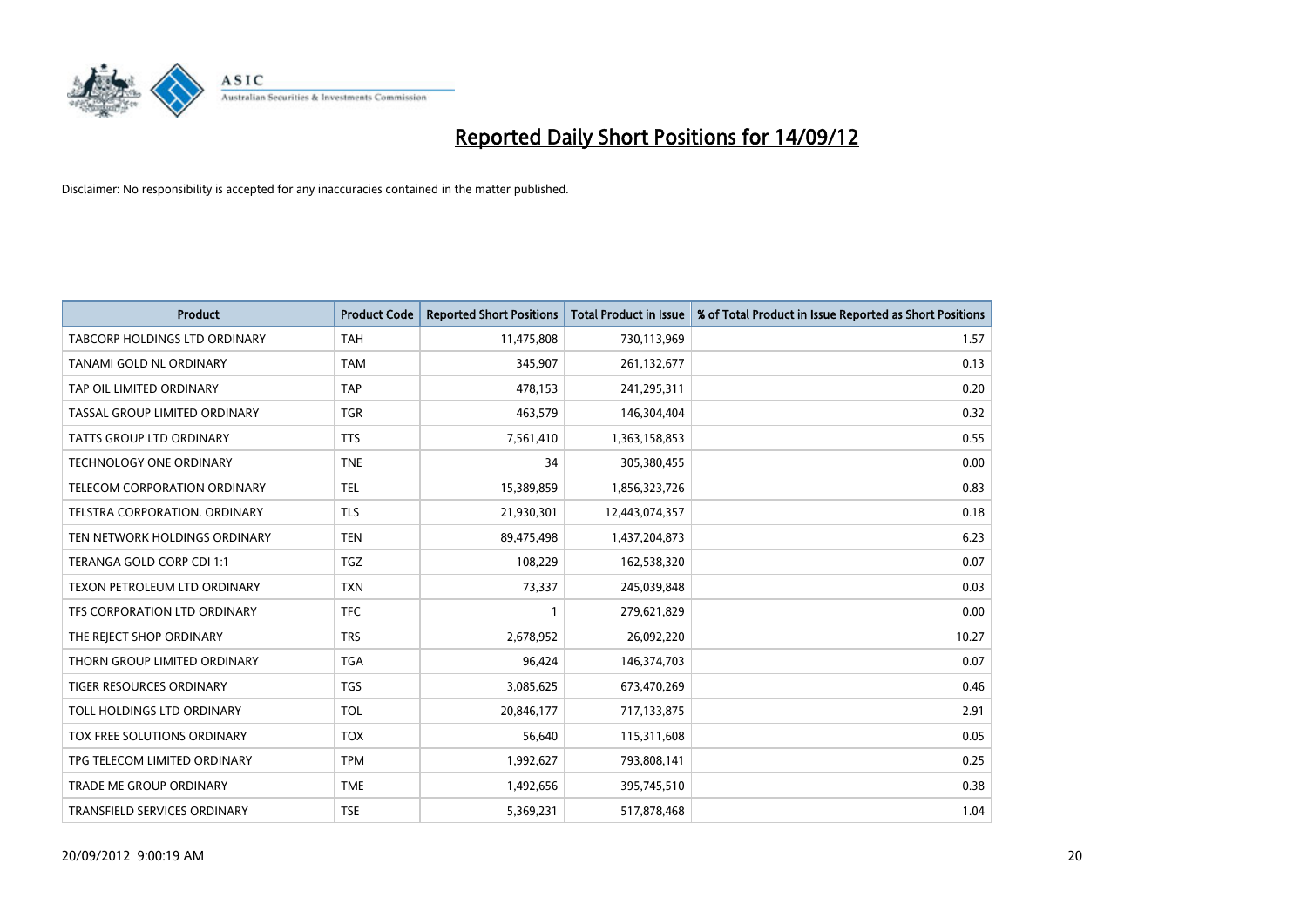# Reported Daily Short Positions for 14/09/12

Disclaimer: No responsibility is accepted for any inaccuracies contained in the matter published.

| Product | Product Code | Reported Short Positions | Total Product in Issue | % of Total Product in Issue Reported as Short Positions |
|---|---|---|---|---|
| TABCORP HOLDINGS LTD ORDINARY | TAH | 11,475,808 | 730,113,969 | 1.57 |
| TANAMI GOLD NL ORDINARY | TAM | 345,907 | 261,132,677 | 0.13 |
| TAP OIL LIMITED ORDINARY | TAP | 478,153 | 241,295,311 | 0.20 |
| TASSAL GROUP LIMITED ORDINARY | TGR | 463,579 | 146,304,404 | 0.32 |
| TATTS GROUP LTD ORDINARY | TTS | 7,561,410 | 1,363,158,853 | 0.55 |
| TECHNOLOGY ONE ORDINARY | TNE | 34 | 305,380,455 | 0.00 |
| TELECOM CORPORATION ORDINARY | TEL | 15,389,859 | 1,856,323,726 | 0.83 |
| TELSTRA CORPORATION. ORDINARY | TLS | 21,930,301 | 12,443,074,357 | 0.18 |
| TEN NETWORK HOLDINGS ORDINARY | TEN | 89,475,498 | 1,437,204,873 | 6.23 |
| TERANGA GOLD CORP CDI 1:1 | TGZ | 108,229 | 162,538,320 | 0.07 |
| TEXON PETROLEUM LTD ORDINARY | TXN | 73,337 | 245,039,848 | 0.03 |
| TFS CORPORATION LTD ORDINARY | TFC | 1 | 279,621,829 | 0.00 |
| THE REJECT SHOP ORDINARY | TRS | 2,678,952 | 26,092,220 | 10.27 |
| THORN GROUP LIMITED ORDINARY | TGA | 96,424 | 146,374,703 | 0.07 |
| TIGER RESOURCES ORDINARY | TGS | 3,085,625 | 673,470,269 | 0.46 |
| TOLL HOLDINGS LTD ORDINARY | TOL | 20,846,177 | 717,133,875 | 2.91 |
| TOX FREE SOLUTIONS ORDINARY | TOX | 56,640 | 115,311,608 | 0.05 |
| TPG TELECOM LIMITED ORDINARY | TPM | 1,992,627 | 793,808,141 | 0.25 |
| TRADE ME GROUP ORDINARY | TME | 1,492,656 | 395,745,510 | 0.38 |
| TRANSFIELD SERVICES ORDINARY | TSE | 5,369,231 | 517,878,468 | 1.04 |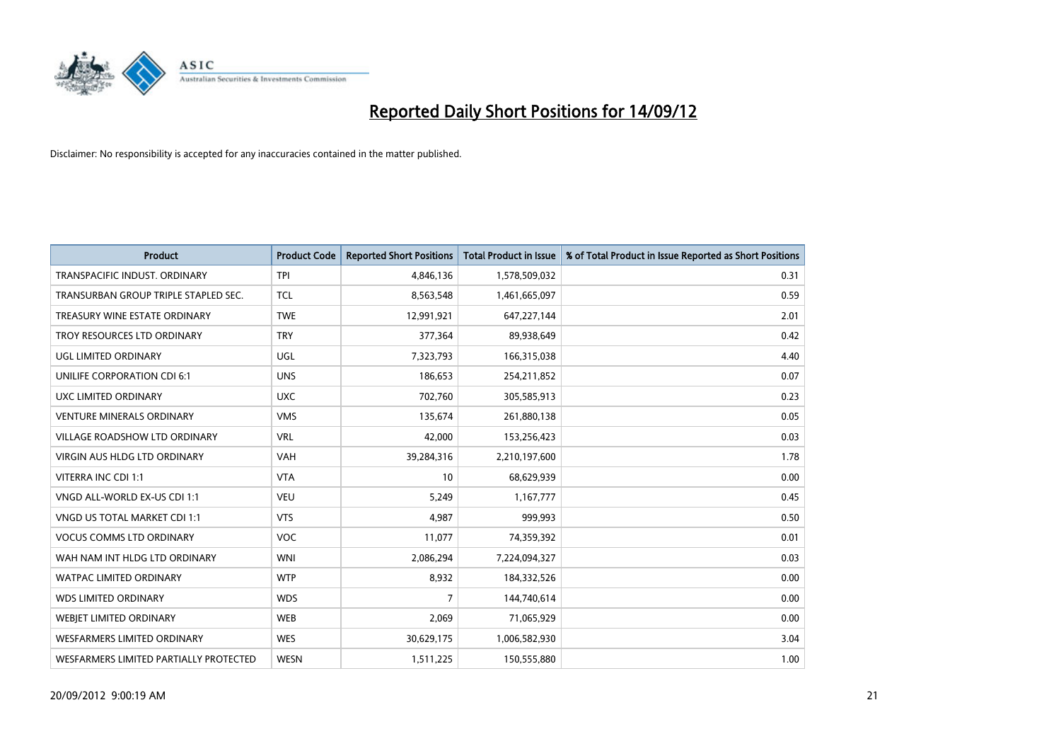# Reported Daily Short Positions for 14/09/12

Disclaimer: No responsibility is accepted for any inaccuracies contained in the matter published.

| Product | Product Code | Reported Short Positions | Total Product in Issue | % of Total Product in Issue Reported as Short Positions |
|---|---|---|---|---|
| TRANSPACIFIC INDUST. ORDINARY | TPI | 4,846,136 | 1,578,509,032 | 0.31 |
| TRANSURBAN GROUP TRIPLE STAPLED SEC. | TCL | 8,563,548 | 1,461,665,097 | 0.59 |
| TREASURY WINE ESTATE ORDINARY | TWE | 12,991,921 | 647,227,144 | 2.01 |
| TROY RESOURCES LTD ORDINARY | TRY | 377,364 | 89,938,649 | 0.42 |
| UGL LIMITED ORDINARY | UGL | 7,323,793 | 166,315,038 | 4.40 |
| UNILIFE CORPORATION CDI 6:1 | UNS | 186,653 | 254,211,852 | 0.07 |
| UXC LIMITED ORDINARY | UXC | 702,760 | 305,585,913 | 0.23 |
| VENTURE MINERALS ORDINARY | VMS | 135,674 | 261,880,138 | 0.05 |
| VILLAGE ROADSHOW LTD ORDINARY | VRL | 42,000 | 153,256,423 | 0.03 |
| VIRGIN AUS HLDG LTD ORDINARY | VAH | 39,284,316 | 2,210,197,600 | 1.78 |
| VITERRA INC CDI 1:1 | VTA | 10 | 68,629,939 | 0.00 |
| VNGD ALL-WORLD EX-US CDI 1:1 | VEU | 5,249 | 1,167,777 | 0.45 |
| VNGD US TOTAL MARKET CDI 1:1 | VTS | 4,987 | 999,993 | 0.50 |
| VOCUS COMMS LTD ORDINARY | VOC | 11,077 | 74,359,392 | 0.01 |
| WAH NAM INT HLDG LTD ORDINARY | WNI | 2,086,294 | 7,224,094,327 | 0.03 |
| WATPAC LIMITED ORDINARY | WTP | 8,932 | 184,332,526 | 0.00 |
| WDS LIMITED ORDINARY | WDS | 7 | 144,740,614 | 0.00 |
| WEBJET LIMITED ORDINARY | WEB | 2,069 | 71,065,929 | 0.00 |
| WESFARMERS LIMITED ORDINARY | WES | 30,629,175 | 1,006,582,930 | 3.04 |
| WESFARMERS LIMITED PARTIALLY PROTECTED | WESN | 1,511,225 | 150,555,880 | 1.00 |

20/09/2012 9:00:19 AM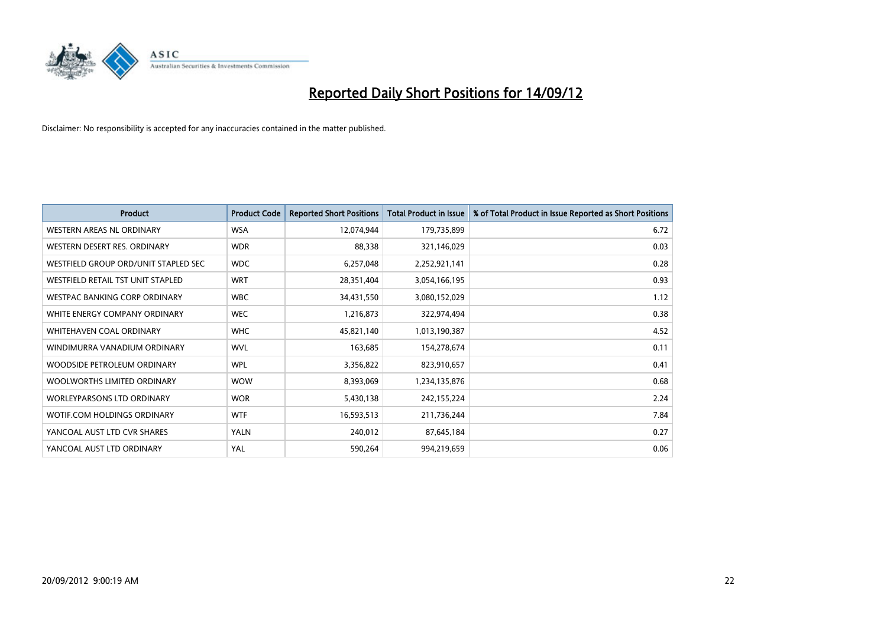# Reported Daily Short Positions for 14/09/12

Disclaimer: No responsibility is accepted for any inaccuracies contained in the matter published.

| Product | Product Code | Reported Short Positions | Total Product in Issue | % of Total Product in Issue Reported as Short Positions |
|---|---|---|---|---|
| WESTERN AREAS NL ORDINARY | WSA | 12,074,944 | 179,735,899 | 6.72 |
| WESTERN DESERT RES. ORDINARY | WDR | 88,338 | 321,146,029 | 0.03 |
| WESTFIELD GROUP ORD/UNIT STAPLED SEC | WDC | 6,257,048 | 2,252,921,141 | 0.28 |
| WESTFIELD RETAIL TST UNIT STAPLED | WRT | 28,351,404 | 3,054,166,195 | 0.93 |
| WESTPAC BANKING CORP ORDINARY | WBC | 34,431,550 | 3,080,152,029 | 1.12 |
| WHITE ENERGY COMPANY ORDINARY | WEC | 1,216,873 | 322,974,494 | 0.38 |
| WHITEHAVEN COAL ORDINARY | WHC | 45,821,140 | 1,013,190,387 | 4.52 |
| WINDIMURRA VANADIUM ORDINARY | WVL | 163,685 | 154,278,674 | 0.11 |
| WOODSIDE PETROLEUM ORDINARY | WPL | 3,356,822 | 823,910,657 | 0.41 |
| WOOLWORTHS LIMITED ORDINARY | WOW | 8,393,069 | 1,234,135,876 | 0.68 |
| WORLEYPARSONS LTD ORDINARY | WOR | 5,430,138 | 242,155,224 | 2.24 |
| WOTIF.COM HOLDINGS ORDINARY | WTF | 16,593,513 | 211,736,244 | 7.84 |
| YANCOAL AUST LTD CVR SHARES | YALN | 240,012 | 87,645,184 | 0.27 |
| YANCOAL AUST LTD ORDINARY | YAL | 590,264 | 994,219,659 | 0.06 |

20/09/2012 9:00:19 AM